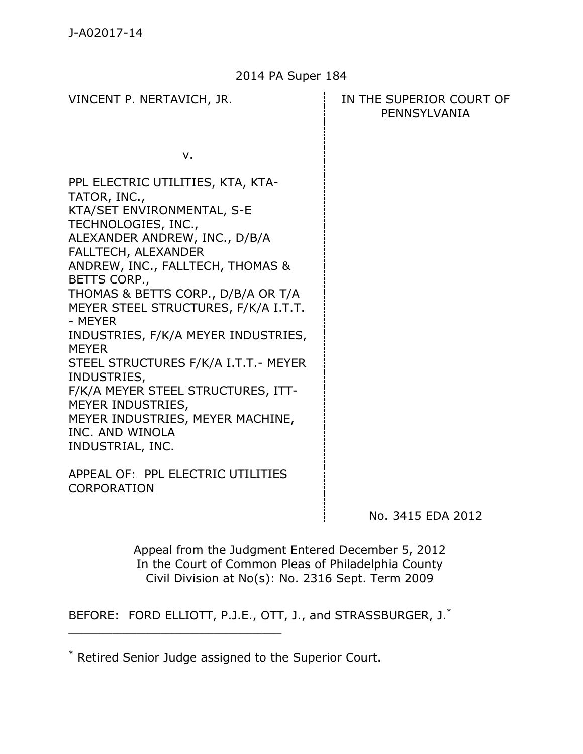J-A02017-14

2014 PA Super 184

| VINCENT P. NERTAVICH, JR. | IN THE SUPERIOR COURT OF PENNSYLVANIA |
|---|---|
| v. | |
| PPL ELECTRIC UTILITIES, KTA, KTA-TATOR, INC., KTA/SET ENVIRONMENTAL, S-E TECHNOLOGIES, INC., ALEXANDER ANDREW, INC., D/B/A FALLTECH, ALEXANDER ANDREW, INC., FALLTECH, THOMAS & BETTS CORP., THOMAS & BETTS CORP., D/B/A OR T/A MEYER STEEL STRUCTURES, F/K/A I.T.T. - MEYER INDUSTRIES, F/K/A MEYER INDUSTRIES, MEYER STEEL STRUCTURES F/K/A I.T.T.- MEYER INDUSTRIES, F/K/A MEYER STEEL STRUCTURES, ITT-MEYER INDUSTRIES, MEYER INDUSTRIES, MEYER MACHINE, INC. AND WINOLA INDUSTRIAL, INC. | |
| APPEAL OF: PPL ELECTRIC UTILITIES CORPORATION | No. 3415 EDA 2012 |

Appeal from the Judgment Entered December 5, 2012
In the Court of Common Pleas of Philadelphia County
Civil Division at No(s): No. 2316 Sept. Term 2009

BEFORE: FORD ELLIOTT, P.J.E., OTT, J., and STRASSBURGER, J.*

---

* Retired Senior Judge assigned to the Superior Court.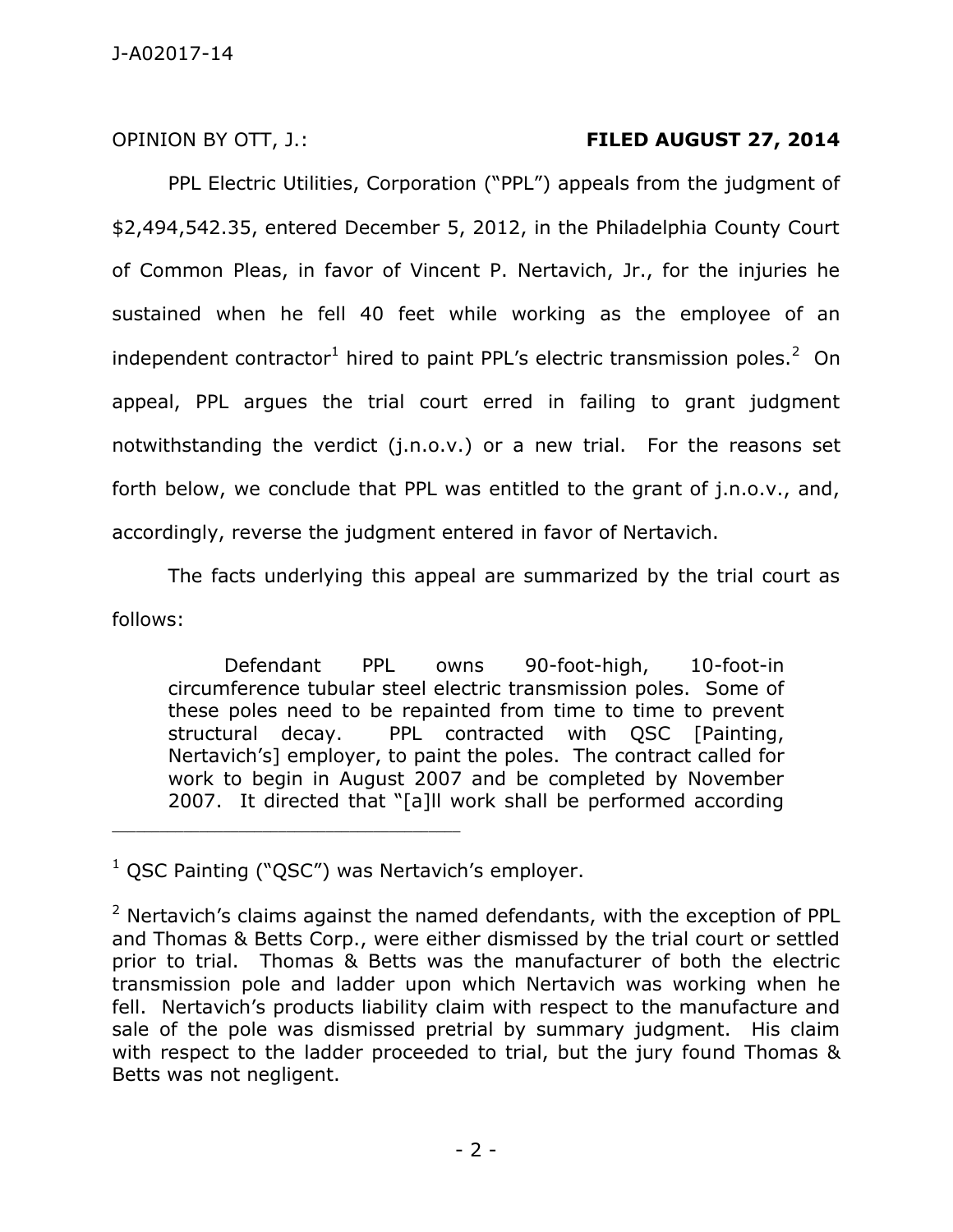OPINION BY OTT, J.: **FILED AUGUST 27, 2014**

PPL Electric Utilities, Corporation ("PPL") appeals from the judgment of $2,494,542.35, entered December 5, 2012, in the Philadelphia County Court of Common Pleas, in favor of Vincent P. Nertavich, Jr., for the injuries he sustained when he fell 40 feet while working as the employee of an independent contractor[1] hired to paint PPL's electric transmission poles.[2] On appeal, PPL argues the trial court erred in failing to grant judgment notwithstanding the verdict (j.n.o.v.) or a new trial. For the reasons set forth below, we conclude that PPL was entitled to the grant of j.n.o.v., and, accordingly, reverse the judgment entered in favor of Nertavich.

The facts underlying this appeal are summarized by the trial court as follows:

> Defendant PPL owns 90-foot-high, 10-foot-in circumference tubular steel electric transmission poles. Some of these poles need to be repainted from time to time to prevent structural decay. PPL contracted with QSC [Painting, Nertavich's] employer, to paint the poles. The contract called for work to begin in August 2007 and be completed by November 2007. It directed that "[a]ll work shall be performed according

---

[1] QSC Painting ("QSC") was Nertavich's employer.

[2] Nertavich's claims against the named defendants, with the exception of PPL and Thomas & Betts Corp., were either dismissed by the trial court or settled prior to trial. Thomas & Betts was the manufacturer of both the electric transmission pole and ladder upon which Nertavich was working when he fell. Nertavich's products liability claim with respect to the manufacture and sale of the pole was dismissed pretrial by summary judgment. His claim with respect to the ladder proceeded to trial, but the jury found Thomas & Betts was not negligent.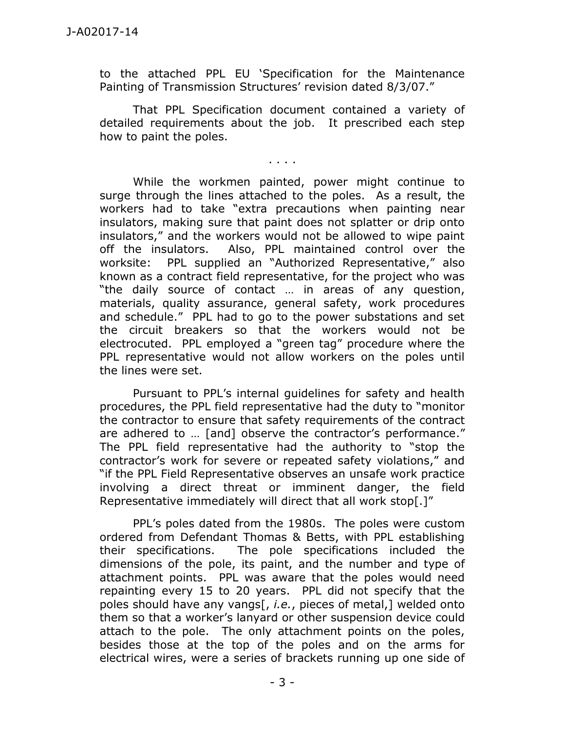to the attached PPL EU 'Specification for the Maintenance Painting of Transmission Structures' revision dated 8/3/07."

That PPL Specification document contained a variety of detailed requirements about the job. It prescribed each step how to paint the poles.

. . . .

While the workmen painted, power might continue to surge through the lines attached to the poles. As a result, the workers had to take "extra precautions when painting near insulators, making sure that paint does not splatter or drip onto insulators," and the workers would not be allowed to wipe paint off the insulators. Also, PPL maintained control over the worksite: PPL supplied an "Authorized Representative," also known as a contract field representative, for the project who was "the daily source of contact … in areas of any question, materials, quality assurance, general safety, work procedures and schedule." PPL had to go to the power substations and set the circuit breakers so that the workers would not be electrocuted. PPL employed a "green tag" procedure where the PPL representative would not allow workers on the poles until the lines were set.

Pursuant to PPL's internal guidelines for safety and health procedures, the PPL field representative had the duty to "monitor the contractor to ensure that safety requirements of the contract are adhered to … [and] observe the contractor's performance." The PPL field representative had the authority to "stop the contractor's work for severe or repeated safety violations," and "if the PPL Field Representative observes an unsafe work practice involving a direct threat or imminent danger, the field Representative immediately will direct that all work stop[.]"

PPL's poles dated from the 1980s. The poles were custom ordered from Defendant Thomas & Betts, with PPL establishing their specifications. The pole specifications included the dimensions of the pole, its paint, and the number and type of attachment points. PPL was aware that the poles would need repainting every 15 to 20 years. PPL did not specify that the poles should have any vangs[, *i.e.*, pieces of metal,] welded onto them so that a worker's lanyard or other suspension device could attach to the pole. The only attachment points on the poles, besides those at the top of the poles and on the arms for electrical wires, were a series of brackets running up one side of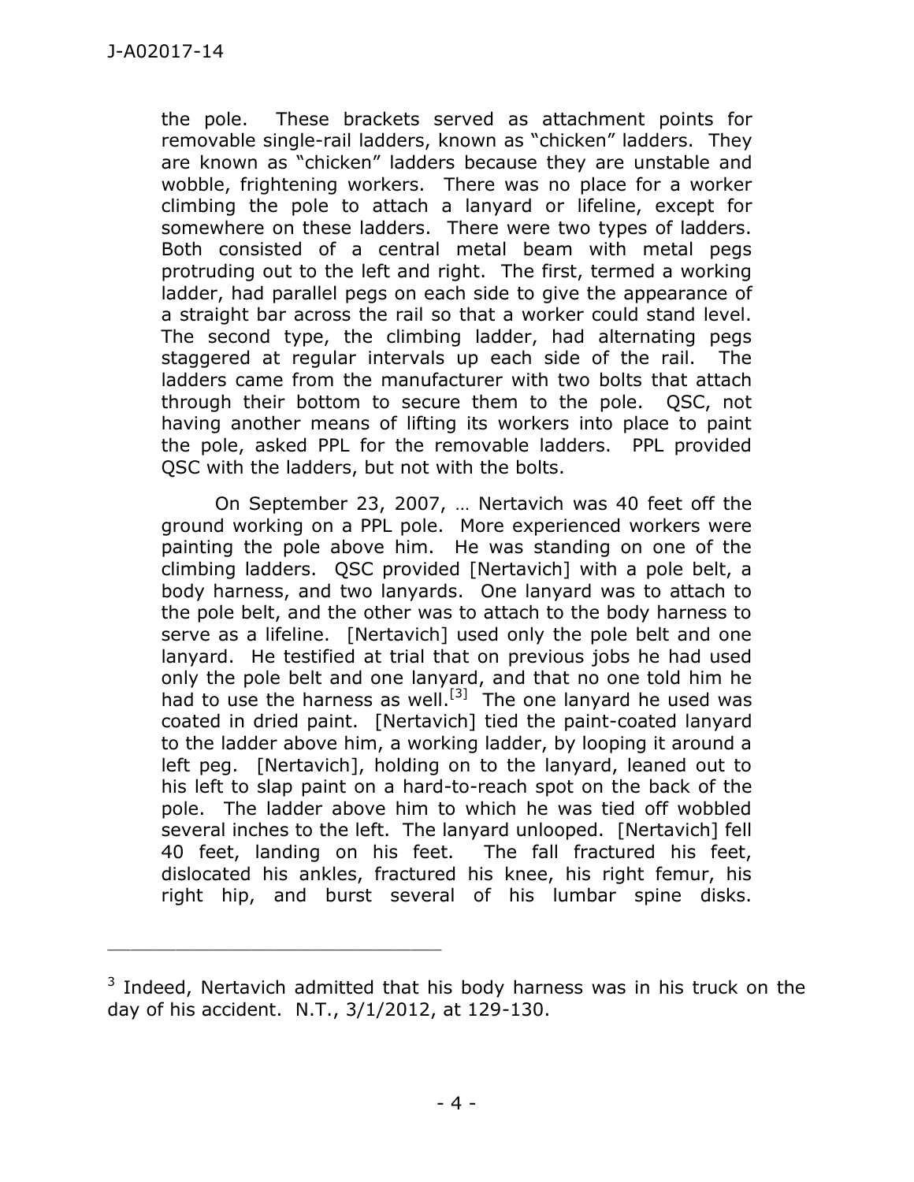the pole. These brackets served as attachment points for removable single-rail ladders, known as "chicken" ladders. They are known as "chicken" ladders because they are unstable and wobble, frightening workers. There was no place for a worker climbing the pole to attach a lanyard or lifeline, except for somewhere on these ladders. There were two types of ladders. Both consisted of a central metal beam with metal pegs protruding out to the left and right. The first, termed a working ladder, had parallel pegs on each side to give the appearance of a straight bar across the rail so that a worker could stand level. The second type, the climbing ladder, had alternating pegs staggered at regular intervals up each side of the rail. The ladders came from the manufacturer with two bolts that attach through their bottom to secure them to the pole. QSC, not having another means of lifting its workers into place to paint the pole, asked PPL for the removable ladders. PPL provided QSC with the ladders, but not with the bolts.

On September 23, 2007, … Nertavich was 40 feet off the ground working on a PPL pole. More experienced workers were painting the pole above him. He was standing on one of the climbing ladders. QSC provided [Nertavich] with a pole belt, a body harness, and two lanyards. One lanyard was to attach to the pole belt, and the other was to attach to the body harness to serve as a lifeline. [Nertavich] used only the pole belt and one lanyard. He testified at trial that on previous jobs he had used only the pole belt and one lanyard, and that no one told him he had to use the harness as well.[3] The one lanyard he used was coated in dried paint. [Nertavich] tied the paint-coated lanyard to the ladder above him, a working ladder, by looping it around a left peg. [Nertavich], holding on to the lanyard, leaned out to his left to slap paint on a hard-to-reach spot on the back of the pole. The ladder above him to which he was tied off wobbled several inches to the left. The lanyard unlooped. [Nertavich] fell 40 feet, landing on his feet. The fall fractured his feet, dislocated his ankles, fractured his knee, his right femur, his right hip, and burst several of his lumbar spine disks.

---

[3] Indeed, Nertavich admitted that his body harness was in his truck on the day of his accident. N.T., 3/1/2012, at 129-130.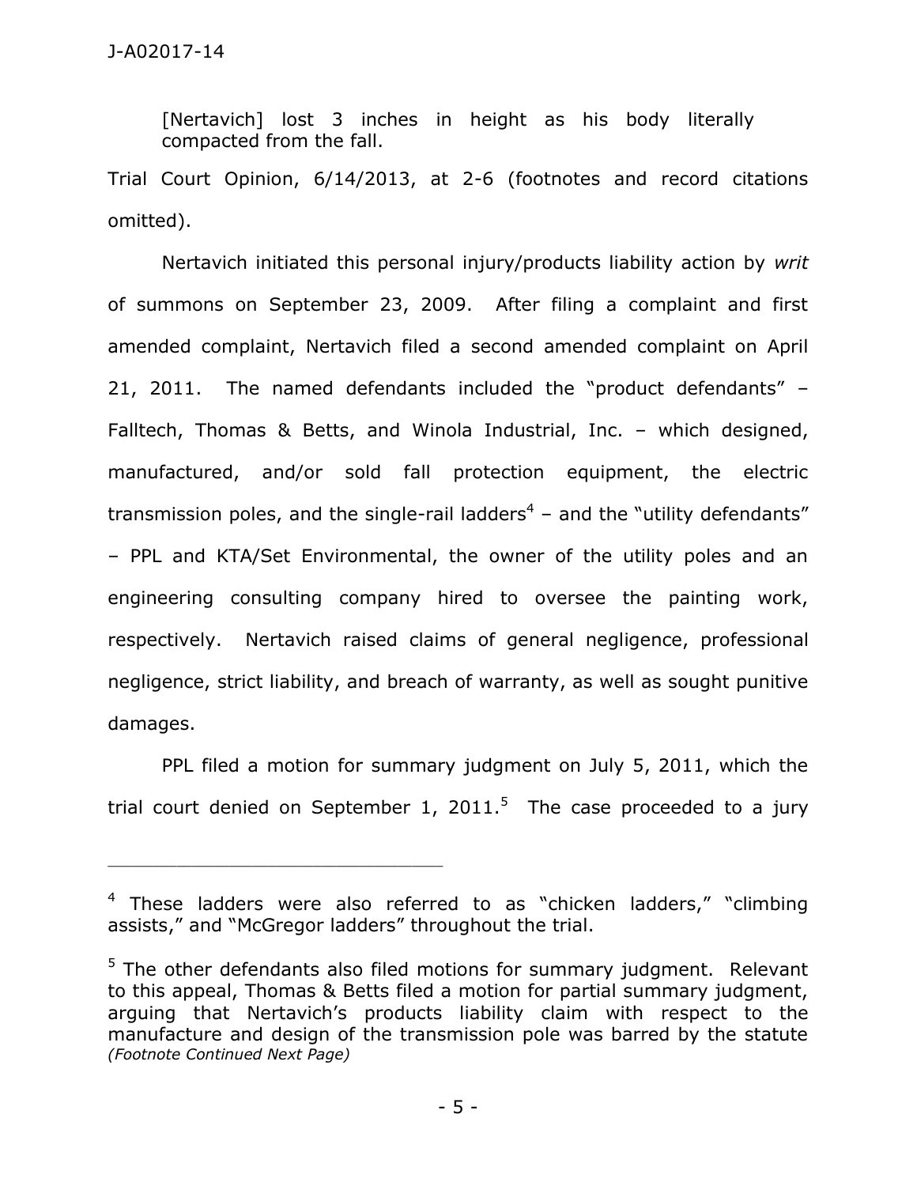[Nertavich] lost 3 inches in height as his body literally compacted from the fall.

Trial Court Opinion, 6/14/2013, at 2-6 (footnotes and record citations omitted).

Nertavich initiated this personal injury/products liability action by *writ* of summons on September 23, 2009. After filing a complaint and first amended complaint, Nertavich filed a second amended complaint on April 21, 2011. The named defendants included the "product defendants" – Falltech, Thomas & Betts, and Winola Industrial, Inc. – which designed, manufactured, and/or sold fall protection equipment, the electric transmission poles, and the single-rail ladders[4] – and the "utility defendants" – PPL and KTA/Set Environmental, the owner of the utility poles and an engineering consulting company hired to oversee the painting work, respectively. Nertavich raised claims of general negligence, professional negligence, strict liability, and breach of warranty, as well as sought punitive damages.

PPL filed a motion for summary judgment on July 5, 2011, which the trial court denied on September 1, 2011.[5] The case proceeded to a jury

---

[4] These ladders were also referred to as "chicken ladders," "climbing assists," and "McGregor ladders" throughout the trial.

[5] The other defendants also filed motions for summary judgment. Relevant to this appeal, Thomas & Betts filed a motion for partial summary judgment, arguing that Nertavich's products liability claim with respect to the manufacture and design of the transmission pole was barred by the statute *(Footnote Continued Next Page)*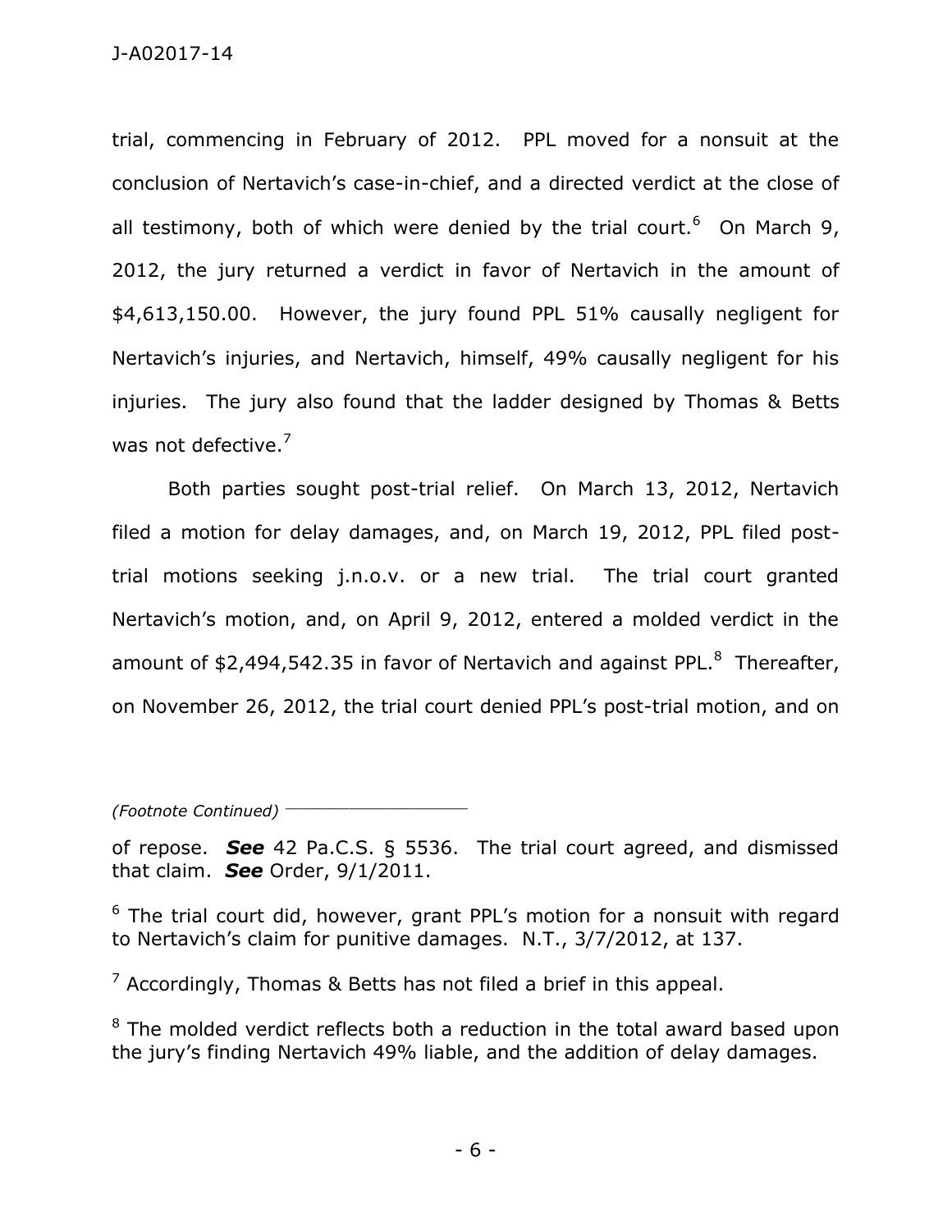trial, commencing in February of 2012. PPL moved for a nonsuit at the conclusion of Nertavich's case-in-chief, and a directed verdict at the close of all testimony, both of which were denied by the trial court.[6] On March 9, 2012, the jury returned a verdict in favor of Nertavich in the amount of $4,613,150.00. However, the jury found PPL 51% causally negligent for Nertavich's injuries, and Nertavich, himself, 49% causally negligent for his injuries. The jury also found that the ladder designed by Thomas & Betts was not defective.[7]

Both parties sought post-trial relief. On March 13, 2012, Nertavich filed a motion for delay damages, and, on March 19, 2012, PPL filed post-trial motions seeking j.n.o.v. or a new trial. The trial court granted Nertavich's motion, and, on April 9, 2012, entered a molded verdict in the amount of $2,494,542.35 in favor of Nertavich and against PPL.[8] Thereafter, on November 26, 2012, the trial court denied PPL's post-trial motion, and on

*(Footnote Continued)* \_\_\_\_\_\_\_\_\_\_\_\_\_\_\_\_\_\_\_\_\_\_\_

of repose. ***See*** 42 Pa.C.S. § 5536. The trial court agreed, and dismissed that claim. ***See*** Order, 9/1/2011.

[6] The trial court did, however, grant PPL's motion for a nonsuit with regard to Nertavich's claim for punitive damages. N.T., 3/7/2012, at 137.

[7] Accordingly, Thomas & Betts has not filed a brief in this appeal.

[8] The molded verdict reflects both a reduction in the total award based upon the jury's finding Nertavich 49% liable, and the addition of delay damages.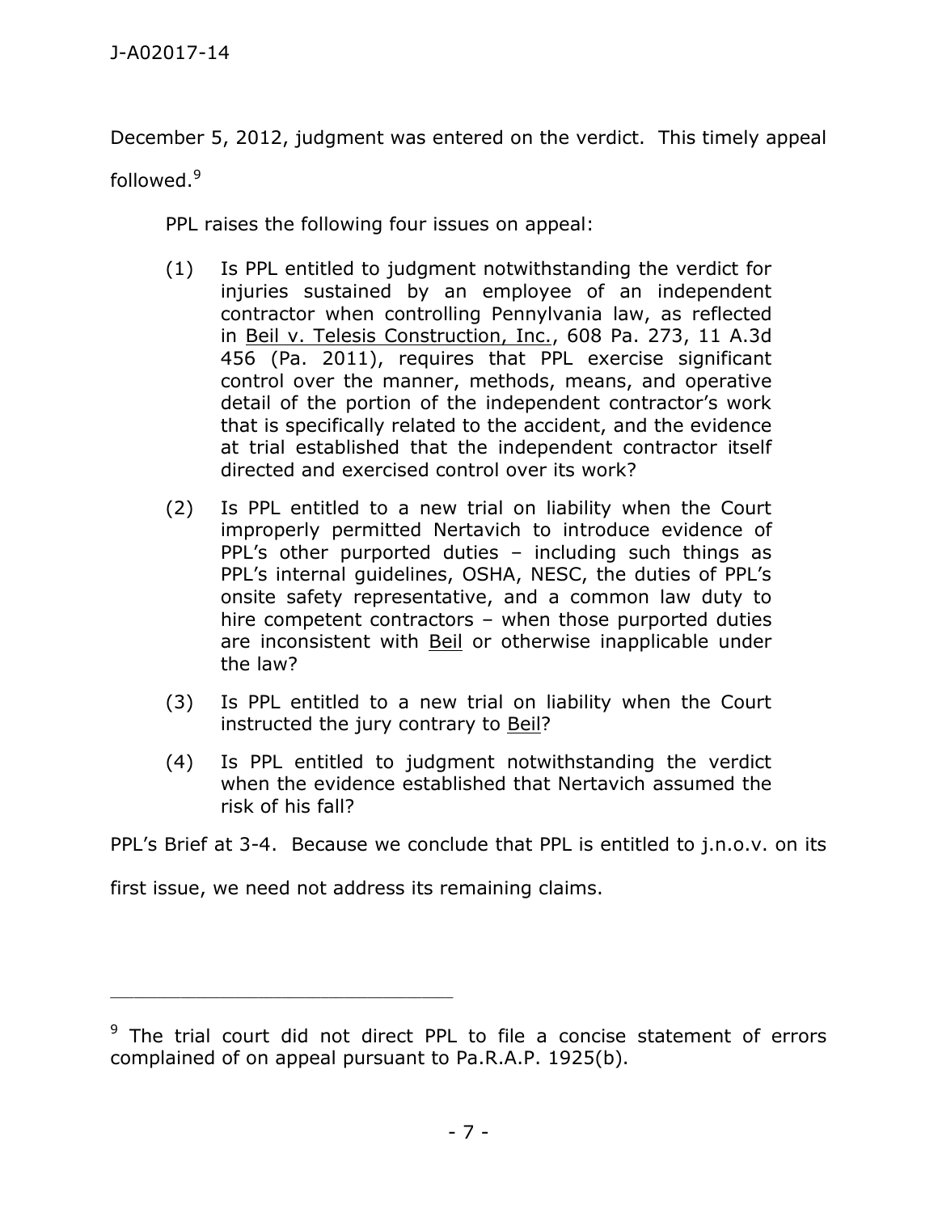December 5, 2012, judgment was entered on the verdict. This timely appeal followed.[9]

PPL raises the following four issues on appeal:

> (1) Is PPL entitled to judgment notwithstanding the verdict for injuries sustained by an employee of an independent contractor when controlling Pennylvania law, as reflected in Beil v. Telesis Construction, Inc., 608 Pa. 273, 11 A.3d 456 (Pa. 2011), requires that PPL exercise significant control over the manner, methods, means, and operative detail of the portion of the independent contractor's work that is specifically related to the accident, and the evidence at trial established that the independent contractor itself directed and exercised control over its work?
>
> (2) Is PPL entitled to a new trial on liability when the Court improperly permitted Nertavich to introduce evidence of PPL's other purported duties – including such things as PPL's internal guidelines, OSHA, NESC, the duties of PPL's onsite safety representative, and a common law duty to hire competent contractors – when those purported duties are inconsistent with Beil or otherwise inapplicable under the law?
>
> (3) Is PPL entitled to a new trial on liability when the Court instructed the jury contrary to Beil?
>
> (4) Is PPL entitled to judgment notwithstanding the verdict when the evidence established that Nertavich assumed the risk of his fall?

PPL's Brief at 3-4. Because we conclude that PPL is entitled to j.n.o.v. on its first issue, we need not address its remaining claims.

---

[9] The trial court did not direct PPL to file a concise statement of errors complained of on appeal pursuant to Pa.R.A.P. 1925(b).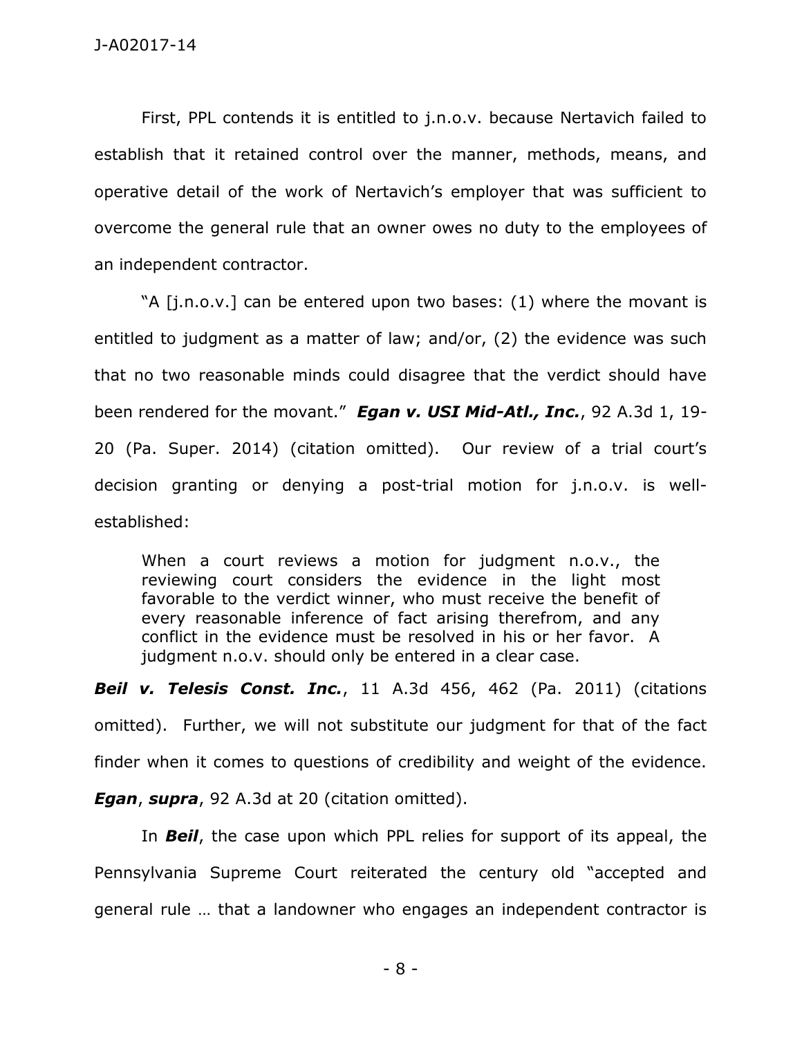First, PPL contends it is entitled to j.n.o.v. because Nertavich failed to establish that it retained control over the manner, methods, means, and operative detail of the work of Nertavich's employer that was sufficient to overcome the general rule that an owner owes no duty to the employees of an independent contractor.

"A [j.n.o.v.] can be entered upon two bases: (1) where the movant is entitled to judgment as a matter of law; and/or, (2) the evidence was such that no two reasonable minds could disagree that the verdict should have been rendered for the movant." ***Egan v. USI Mid-Atl., Inc.***, 92 A.3d 1, 19-20 (Pa. Super. 2014) (citation omitted). Our review of a trial court's decision granting or denying a post-trial motion for j.n.o.v. is well-established:

> When a court reviews a motion for judgment n.o.v., the reviewing court considers the evidence in the light most favorable to the verdict winner, who must receive the benefit of every reasonable inference of fact arising therefrom, and any conflict in the evidence must be resolved in his or her favor. A judgment n.o.v. should only be entered in a clear case.

***Beil v. Telesis Const. Inc.***, 11 A.3d 456, 462 (Pa. 2011) (citations omitted). Further, we will not substitute our judgment for that of the fact finder when it comes to questions of credibility and weight of the evidence. ***Egan***, ***supra***, 92 A.3d at 20 (citation omitted).

In ***Beil***, the case upon which PPL relies for support of its appeal, the Pennsylvania Supreme Court reiterated the century old "accepted and general rule … that a landowner who engages an independent contractor is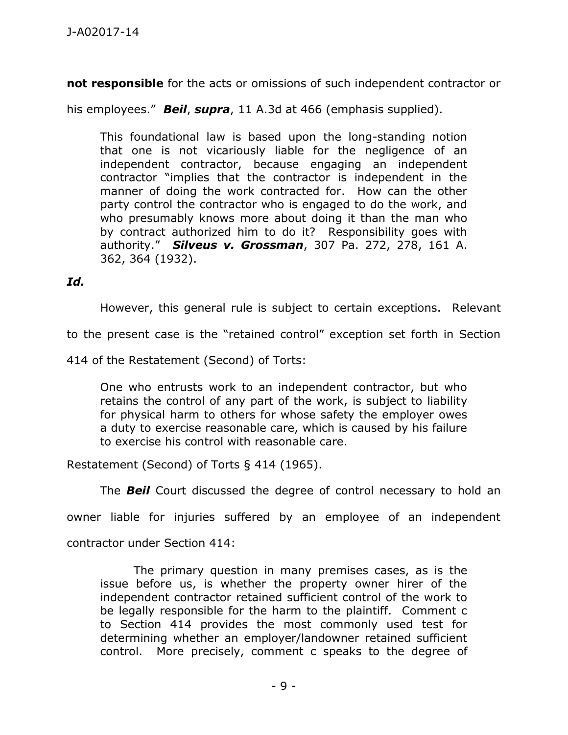**not responsible** for the acts or omissions of such independent contractor or his employees." ***Beil***, ***supra***, 11 A.3d at 466 (emphasis supplied).

> This foundational law is based upon the long-standing notion that one is not vicariously liable for the negligence of an independent contractor, because engaging an independent contractor "implies that the contractor is independent in the manner of doing the work contracted for. How can the other party control the contractor who is engaged to do the work, and who presumably knows more about doing it than the man who by contract authorized him to do it? Responsibility goes with authority." ***Silveus v. Grossman***, 307 Pa. 272, 278, 161 A. 362, 364 (1932).

***Id.***

However, this general rule is subject to certain exceptions. Relevant to the present case is the "retained control" exception set forth in Section 414 of the Restatement (Second) of Torts:

> One who entrusts work to an independent contractor, but who retains the control of any part of the work, is subject to liability for physical harm to others for whose safety the employer owes a duty to exercise reasonable care, which is caused by his failure to exercise his control with reasonable care.

Restatement (Second) of Torts § 414 (1965).

The ***Beil*** Court discussed the degree of control necessary to hold an owner liable for injuries suffered by an employee of an independent contractor under Section 414:

> The primary question in many premises cases, as is the issue before us, is whether the property owner hirer of the independent contractor retained sufficient control of the work to be legally responsible for the harm to the plaintiff. Comment c to Section 414 provides the most commonly used test for determining whether an employer/landowner retained sufficient control. More precisely, comment c speaks to the degree of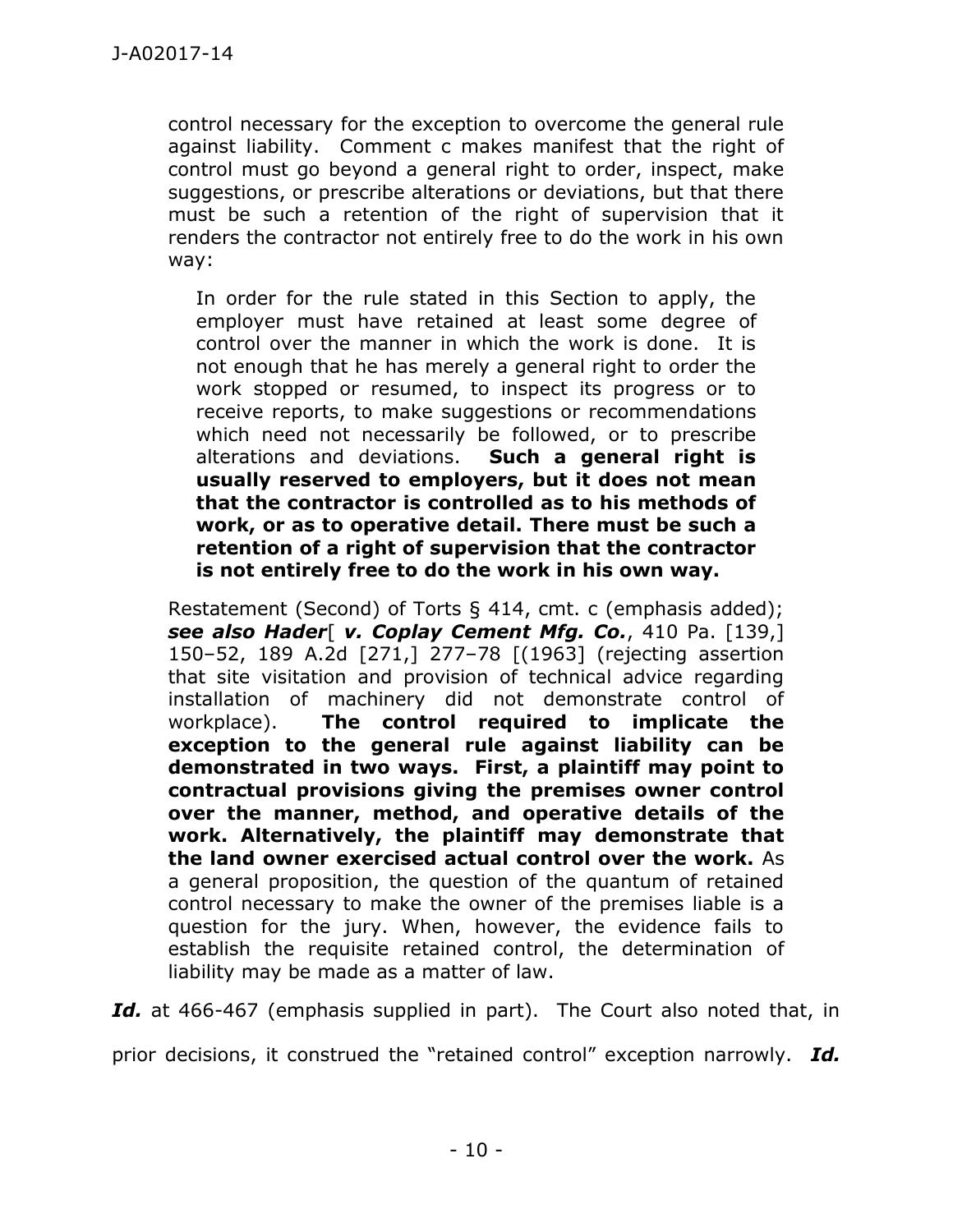control necessary for the exception to overcome the general rule against liability. Comment c makes manifest that the right of control must go beyond a general right to order, inspect, make suggestions, or prescribe alterations or deviations, but that there must be such a retention of the right of supervision that it renders the contractor not entirely free to do the work in his own way:

> In order for the rule stated in this Section to apply, the employer must have retained at least some degree of control over the manner in which the work is done. It is not enough that he has merely a general right to order the work stopped or resumed, to inspect its progress or to receive reports, to make suggestions or recommendations which need not necessarily be followed, or to prescribe alterations and deviations. **Such a general right is usually reserved to employers, but it does not mean that the contractor is controlled as to his methods of work, or as to operative detail. There must be such a retention of a right of supervision that the contractor is not entirely free to do the work in his own way.**

Restatement (Second) of Torts § 414, cmt. c (emphasis added); ***see also Hader*[ *v. Coplay Cement Mfg. Co.***, 410 Pa. [139,] 150–52, 189 A.2d [271,] 277–78 [(1963] (rejecting assertion that site visitation and provision of technical advice regarding installation of machinery did not demonstrate control of workplace). **The control required to implicate the exception to the general rule against liability can be demonstrated in two ways. First, a plaintiff may point to contractual provisions giving the premises owner control over the manner, method, and operative details of the work. Alternatively, the plaintiff may demonstrate that the land owner exercised actual control over the work.** As a general proposition, the question of the quantum of retained control necessary to make the owner of the premises liable is a question for the jury. When, however, the evidence fails to establish the requisite retained control, the determination of liability may be made as a matter of law.

***Id.*** at 466-467 (emphasis supplied in part). The Court also noted that, in prior decisions, it construed the "retained control" exception narrowly. ***Id.***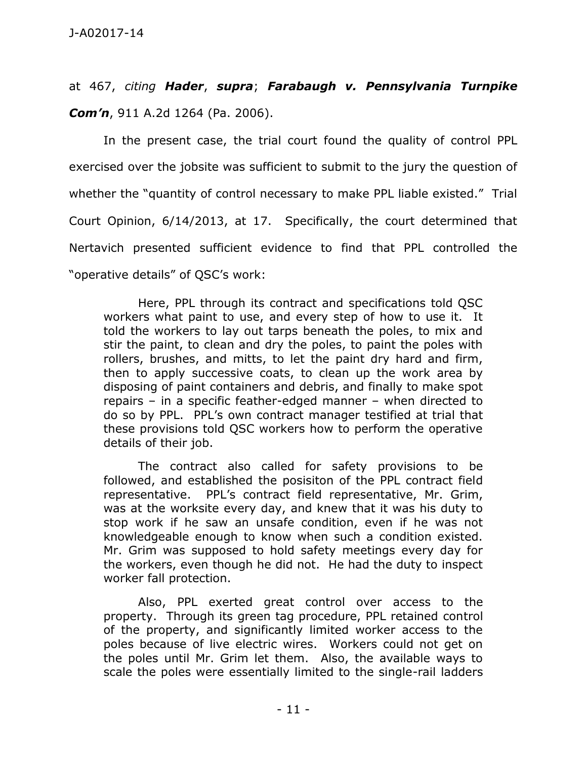at 467, *citing* ***Hader***, ***supra***; ***Farabaugh v. Pennsylvania Turnpike Com'n***, 911 A.2d 1264 (Pa. 2006).

In the present case, the trial court found the quality of control PPL exercised over the jobsite was sufficient to submit to the jury the question of whether the "quantity of control necessary to make PPL liable existed." Trial Court Opinion, 6/14/2013, at 17. Specifically, the court determined that Nertavich presented sufficient evidence to find that PPL controlled the "operative details" of QSC's work:

> Here, PPL through its contract and specifications told QSC workers what paint to use, and every step of how to use it. It told the workers to lay out tarps beneath the poles, to mix and stir the paint, to clean and dry the poles, to paint the poles with rollers, brushes, and mitts, to let the paint dry hard and firm, then to apply successive coats, to clean up the work area by disposing of paint containers and debris, and finally to make spot repairs – in a specific feather-edged manner – when directed to do so by PPL. PPL's own contract manager testified at trial that these provisions told QSC workers how to perform the operative details of their job.
>
> The contract also called for safety provisions to be followed, and established the posisiton of the PPL contract field representative. PPL's contract field representative, Mr. Grim, was at the worksite every day, and knew that it was his duty to stop work if he saw an unsafe condition, even if he was not knowledgeable enough to know when such a condition existed. Mr. Grim was supposed to hold safety meetings every day for the workers, even though he did not. He had the duty to inspect worker fall protection.
>
> Also, PPL exerted great control over access to the property. Through its green tag procedure, PPL retained control of the property, and significantly limited worker access to the poles because of live electric wires. Workers could not get on the poles until Mr. Grim let them. Also, the available ways to scale the poles were essentially limited to the single-rail ladders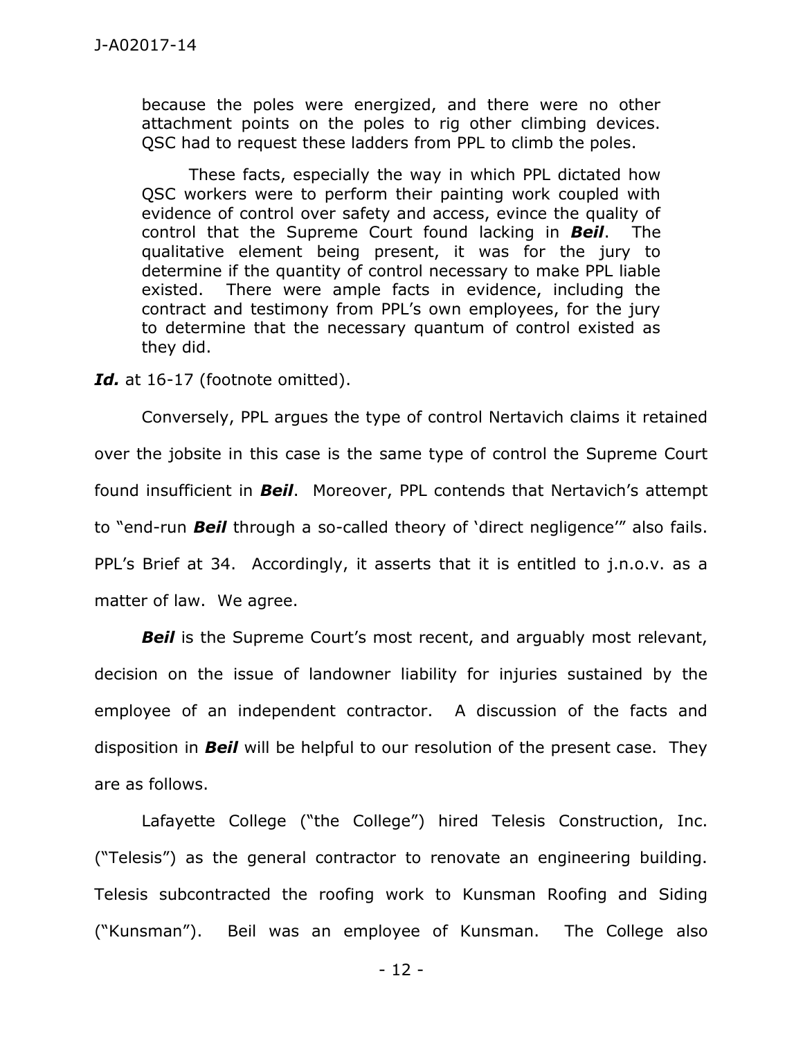> because the poles were energized, and there were no other attachment points on the poles to rig other climbing devices. QSC had to request these ladders from PPL to climb the poles.
>
> These facts, especially the way in which PPL dictated how QSC workers were to perform their painting work coupled with evidence of control over safety and access, evince the quality of control that the Supreme Court found lacking in ***Beil***. The qualitative element being present, it was for the jury to determine if the quantity of control necessary to make PPL liable existed. There were ample facts in evidence, including the contract and testimony from PPL's own employees, for the jury to determine that the necessary quantum of control existed as they did.

***Id.*** at 16-17 (footnote omitted).

Conversely, PPL argues the type of control Nertavich claims it retained over the jobsite in this case is the same type of control the Supreme Court found insufficient in ***Beil***. Moreover, PPL contends that Nertavich's attempt to "end-run ***Beil*** through a so-called theory of 'direct negligence'" also fails. PPL's Brief at 34. Accordingly, it asserts that it is entitled to j.n.o.v. as a matter of law. We agree.

***Beil*** is the Supreme Court's most recent, and arguably most relevant, decision on the issue of landowner liability for injuries sustained by the employee of an independent contractor. A discussion of the facts and disposition in ***Beil*** will be helpful to our resolution of the present case. They are as follows.

Lafayette College ("the College") hired Telesis Construction, Inc. ("Telesis") as the general contractor to renovate an engineering building. Telesis subcontracted the roofing work to Kunsman Roofing and Siding ("Kunsman"). Beil was an employee of Kunsman. The College also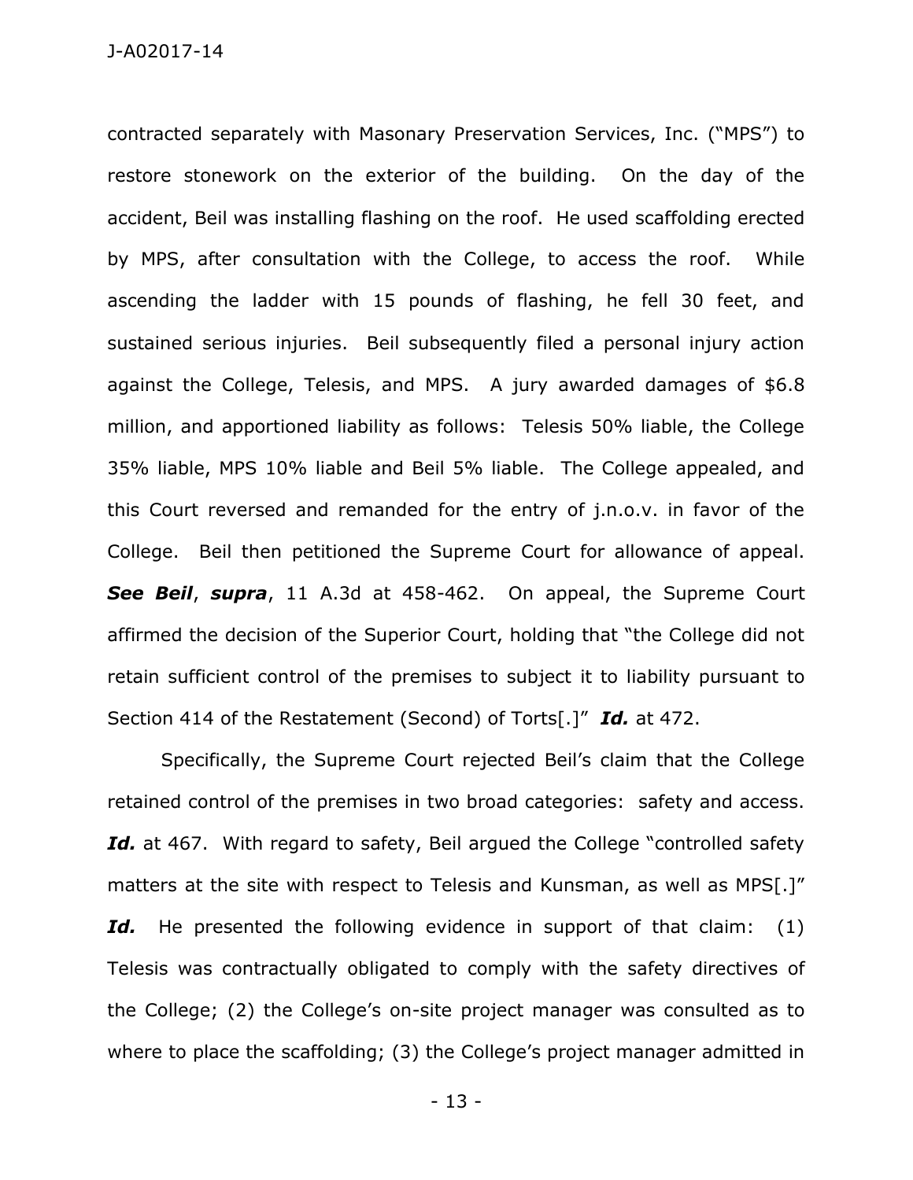contracted separately with Masonary Preservation Services, Inc. ("MPS") to restore stonework on the exterior of the building. On the day of the accident, Beil was installing flashing on the roof. He used scaffolding erected by MPS, after consultation with the College, to access the roof. While ascending the ladder with 15 pounds of flashing, he fell 30 feet, and sustained serious injuries. Beil subsequently filed a personal injury action against the College, Telesis, and MPS. A jury awarded damages of $6.8 million, and apportioned liability as follows: Telesis 50% liable, the College 35% liable, MPS 10% liable and Beil 5% liable. The College appealed, and this Court reversed and remanded for the entry of j.n.o.v. in favor of the College. Beil then petitioned the Supreme Court for allowance of appeal. ***See Beil***, ***supra***, 11 A.3d at 458-462. On appeal, the Supreme Court affirmed the decision of the Superior Court, holding that "the College did not retain sufficient control of the premises to subject it to liability pursuant to Section 414 of the Restatement (Second) of Torts[.]" ***Id.*** at 472.

Specifically, the Supreme Court rejected Beil's claim that the College retained control of the premises in two broad categories: safety and access. ***Id.*** at 467. With regard to safety, Beil argued the College "controlled safety matters at the site with respect to Telesis and Kunsman, as well as MPS[.]" ***Id.*** He presented the following evidence in support of that claim: (1) Telesis was contractually obligated to comply with the safety directives of the College; (2) the College's on-site project manager was consulted as to where to place the scaffolding; (3) the College's project manager admitted in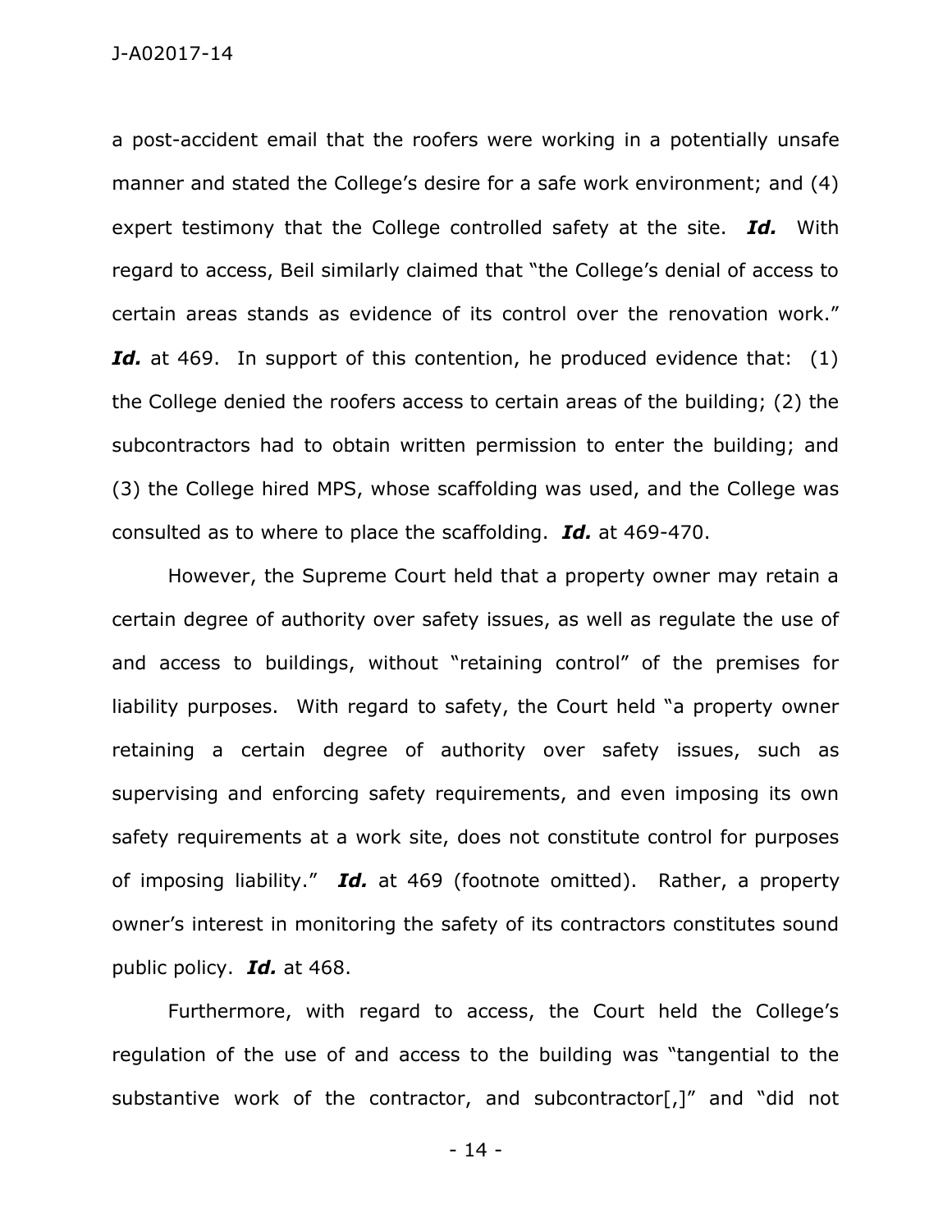a post-accident email that the roofers were working in a potentially unsafe manner and stated the College's desire for a safe work environment; and (4) expert testimony that the College controlled safety at the site. ***Id.*** With regard to access, Beil similarly claimed that "the College's denial of access to certain areas stands as evidence of its control over the renovation work." ***Id.*** at 469. In support of this contention, he produced evidence that: (1) the College denied the roofers access to certain areas of the building; (2) the subcontractors had to obtain written permission to enter the building; and (3) the College hired MPS, whose scaffolding was used, and the College was consulted as to where to place the scaffolding. ***Id.*** at 469-470.

However, the Supreme Court held that a property owner may retain a certain degree of authority over safety issues, as well as regulate the use of and access to buildings, without "retaining control" of the premises for liability purposes. With regard to safety, the Court held "a property owner retaining a certain degree of authority over safety issues, such as supervising and enforcing safety requirements, and even imposing its own safety requirements at a work site, does not constitute control for purposes of imposing liability." ***Id.*** at 469 (footnote omitted). Rather, a property owner's interest in monitoring the safety of its contractors constitutes sound public policy. ***Id.*** at 468.

Furthermore, with regard to access, the Court held the College's regulation of the use of and access to the building was "tangential to the substantive work of the contractor, and subcontractor[,]" and "did not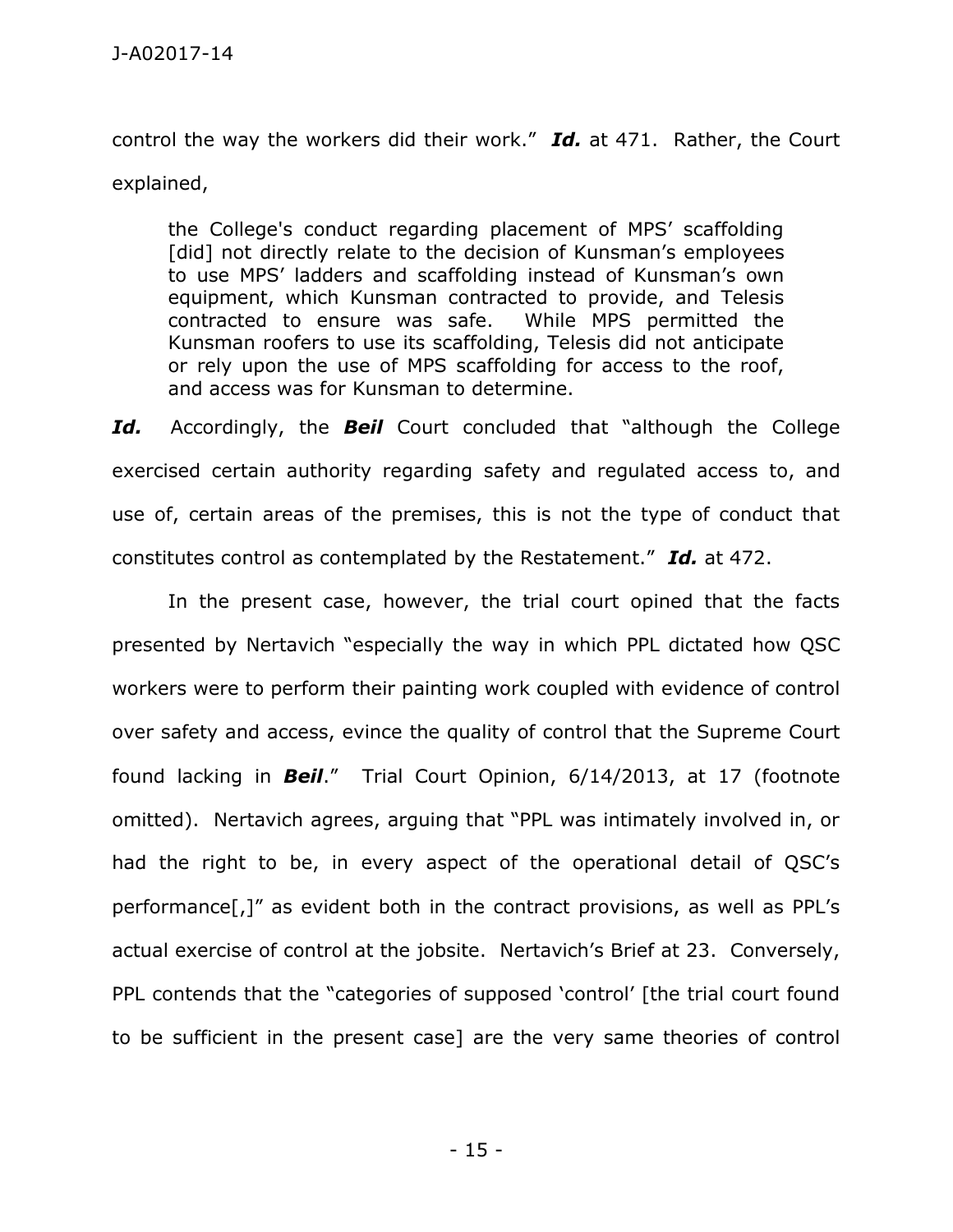control the way the workers did their work." ***Id.*** at 471. Rather, the Court explained,

> the College's conduct regarding placement of MPS' scaffolding [did] not directly relate to the decision of Kunsman's employees to use MPS' ladders and scaffolding instead of Kunsman's own equipment, which Kunsman contracted to provide, and Telesis contracted to ensure was safe. While MPS permitted the Kunsman roofers to use its scaffolding, Telesis did not anticipate or rely upon the use of MPS scaffolding for access to the roof, and access was for Kunsman to determine.

***Id.*** Accordingly, the ***Beil*** Court concluded that "although the College exercised certain authority regarding safety and regulated access to, and use of, certain areas of the premises, this is not the type of conduct that constitutes control as contemplated by the Restatement." ***Id.*** at 472.

In the present case, however, the trial court opined that the facts presented by Nertavich "especially the way in which PPL dictated how QSC workers were to perform their painting work coupled with evidence of control over safety and access, evince the quality of control that the Supreme Court found lacking in ***Beil***." Trial Court Opinion, 6/14/2013, at 17 (footnote omitted). Nertavich agrees, arguing that "PPL was intimately involved in, or had the right to be, in every aspect of the operational detail of QSC's performance[,]" as evident both in the contract provisions, as well as PPL's actual exercise of control at the jobsite. Nertavich's Brief at 23. Conversely, PPL contends that the "categories of supposed 'control' [the trial court found to be sufficient in the present case] are the very same theories of control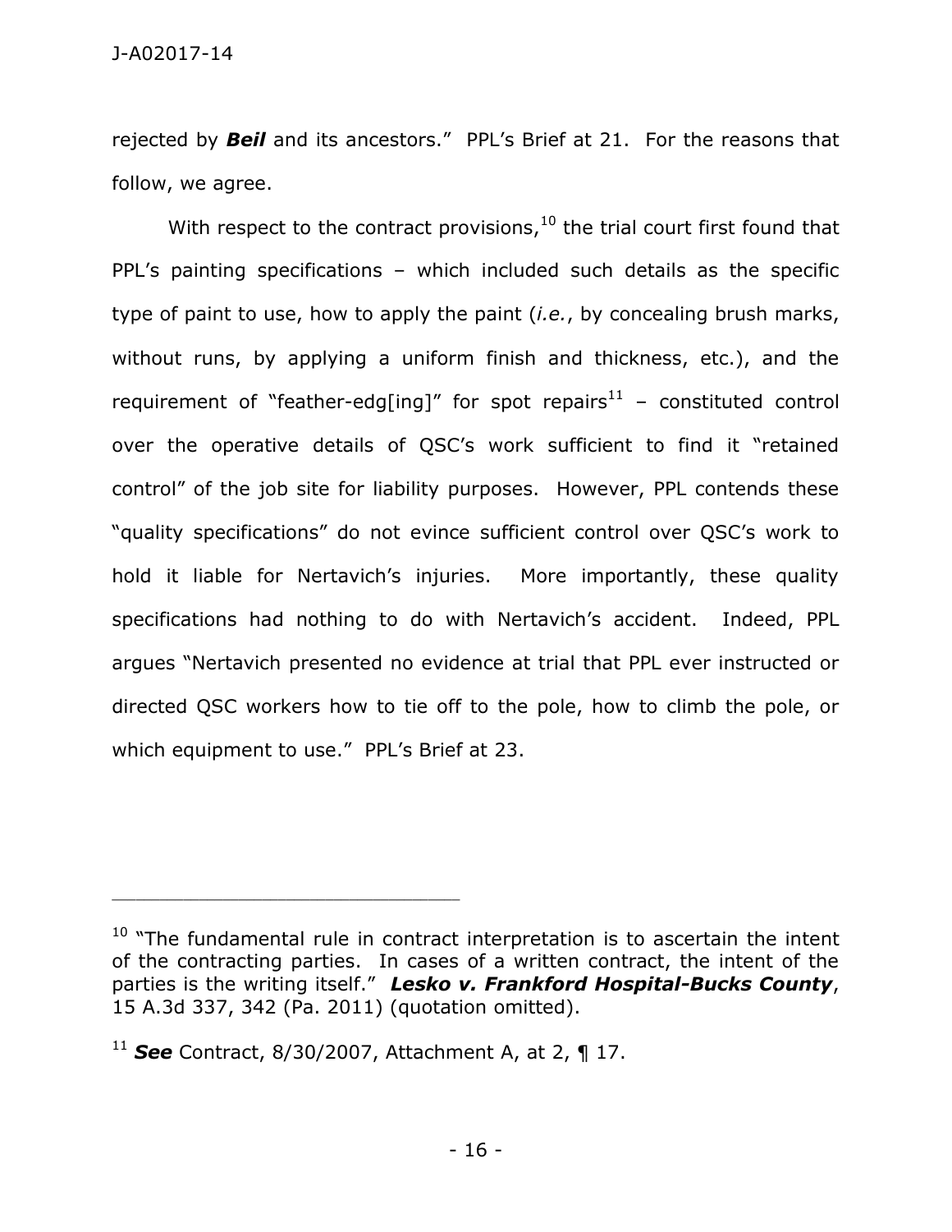rejected by ***Beil*** and its ancestors." PPL's Brief at 21. For the reasons that follow, we agree.

With respect to the contract provisions,[10] the trial court first found that PPL's painting specifications – which included such details as the specific type of paint to use, how to apply the paint (*i.e.*, by concealing brush marks, without runs, by applying a uniform finish and thickness, etc.), and the requirement of "feather-edg[ing]" for spot repairs[11] – constituted control over the operative details of QSC's work sufficient to find it "retained control" of the job site for liability purposes. However, PPL contends these "quality specifications" do not evince sufficient control over QSC's work to hold it liable for Nertavich's injuries. More importantly, these quality specifications had nothing to do with Nertavich's accident. Indeed, PPL argues "Nertavich presented no evidence at trial that PPL ever instructed or directed QSC workers how to tie off to the pole, how to climb the pole, or which equipment to use." PPL's Brief at 23.

---

[10] "The fundamental rule in contract interpretation is to ascertain the intent of the contracting parties. In cases of a written contract, the intent of the parties is the writing itself." ***Lesko v. Frankford Hospital-Bucks County***, 15 A.3d 337, 342 (Pa. 2011) (quotation omitted).

[11] ***See*** Contract, 8/30/2007, Attachment A, at 2, ¶ 17.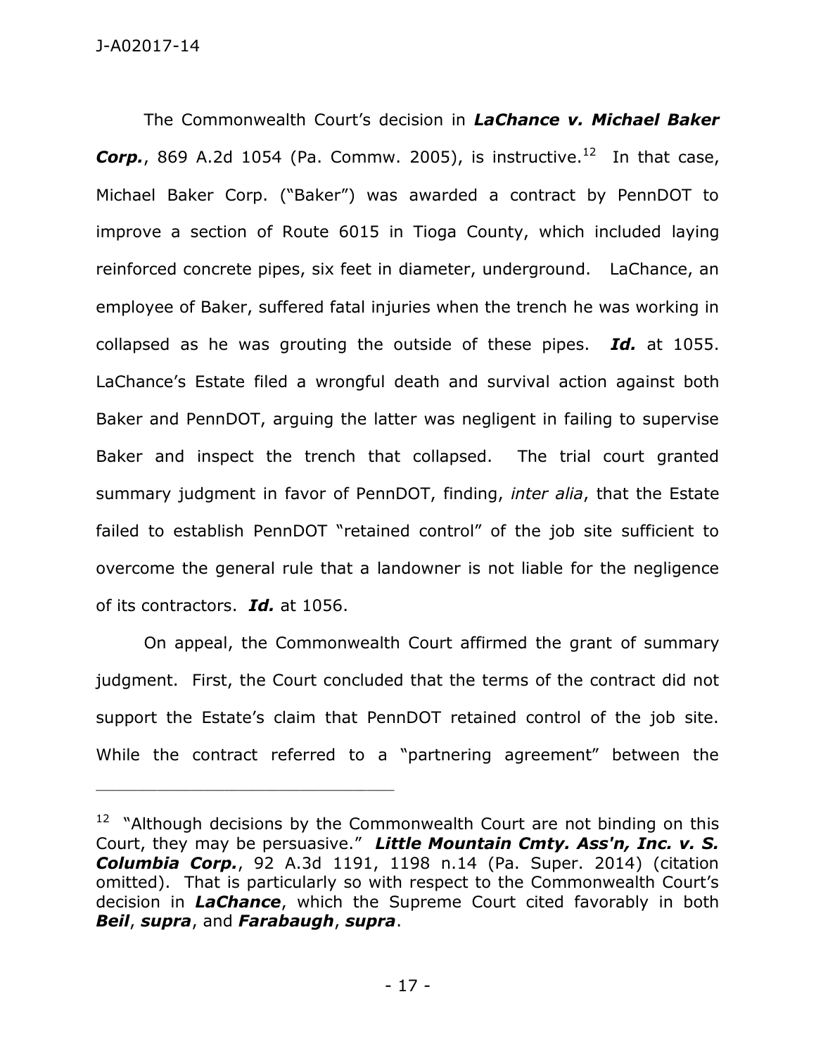The Commonwealth Court's decision in ***LaChance v. Michael Baker Corp.***, 869 A.2d 1054 (Pa. Commw. 2005), is instructive.[12] In that case, Michael Baker Corp. ("Baker") was awarded a contract by PennDOT to improve a section of Route 6015 in Tioga County, which included laying reinforced concrete pipes, six feet in diameter, underground. LaChance, an employee of Baker, suffered fatal injuries when the trench he was working in collapsed as he was grouting the outside of these pipes. ***Id.*** at 1055. LaChance's Estate filed a wrongful death and survival action against both Baker and PennDOT, arguing the latter was negligent in failing to supervise Baker and inspect the trench that collapsed. The trial court granted summary judgment in favor of PennDOT, finding, *inter alia*, that the Estate failed to establish PennDOT "retained control" of the job site sufficient to overcome the general rule that a landowner is not liable for the negligence of its contractors. ***Id.*** at 1056.

On appeal, the Commonwealth Court affirmed the grant of summary judgment. First, the Court concluded that the terms of the contract did not support the Estate's claim that PennDOT retained control of the job site. While the contract referred to a "partnering agreement" between the

---

[12] "Although decisions by the Commonwealth Court are not binding on this Court, they may be persuasive." ***Little Mountain Cmty. Ass'n, Inc. v. S. Columbia Corp.***, 92 A.3d 1191, 1198 n.14 (Pa. Super. 2014) (citation omitted). That is particularly so with respect to the Commonwealth Court's decision in ***LaChance***, which the Supreme Court cited favorably in both ***Beil***, ***supra***, and ***Farabaugh***, ***supra***.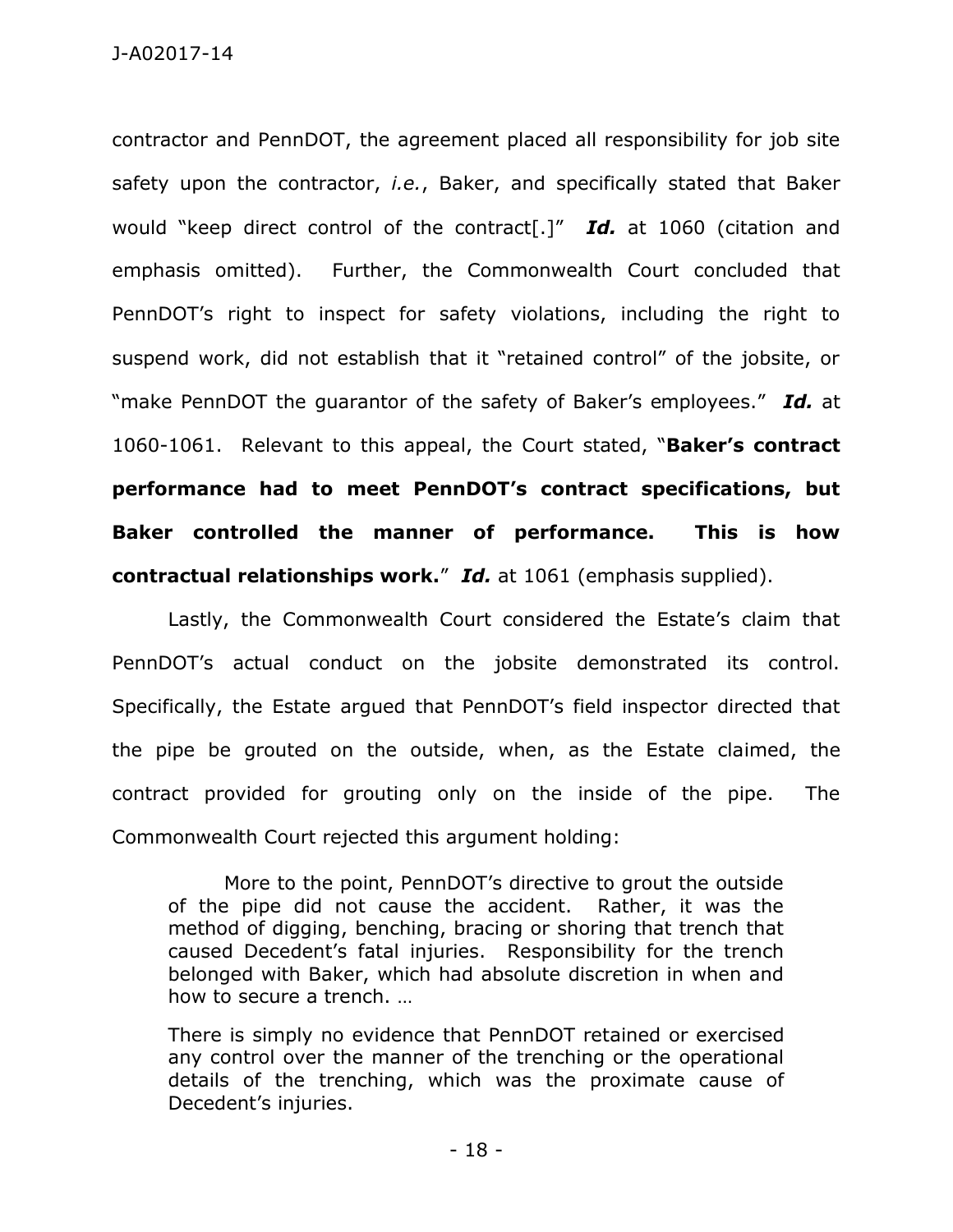contractor and PennDOT, the agreement placed all responsibility for job site safety upon the contractor, *i.e.*, Baker, and specifically stated that Baker would "keep direct control of the contract[.]" ***Id.*** at 1060 (citation and emphasis omitted). Further, the Commonwealth Court concluded that PennDOT's right to inspect for safety violations, including the right to suspend work, did not establish that it "retained control" of the jobsite, or "make PennDOT the guarantor of the safety of Baker's employees." ***Id.*** at 1060-1061. Relevant to this appeal, the Court stated, "**Baker's contract performance had to meet PennDOT's contract specifications, but Baker controlled the manner of performance. This is how contractual relationships work.**" ***Id.*** at 1061 (emphasis supplied).

Lastly, the Commonwealth Court considered the Estate's claim that PennDOT's actual conduct on the jobsite demonstrated its control. Specifically, the Estate argued that PennDOT's field inspector directed that the pipe be grouted on the outside, when, as the Estate claimed, the contract provided for grouting only on the inside of the pipe. The Commonwealth Court rejected this argument holding:

> More to the point, PennDOT's directive to grout the outside of the pipe did not cause the accident. Rather, it was the method of digging, benching, bracing or shoring that trench that caused Decedent's fatal injuries. Responsibility for the trench belonged with Baker, which had absolute discretion in when and how to secure a trench. …
>
> There is simply no evidence that PennDOT retained or exercised any control over the manner of the trenching or the operational details of the trenching, which was the proximate cause of Decedent's injuries.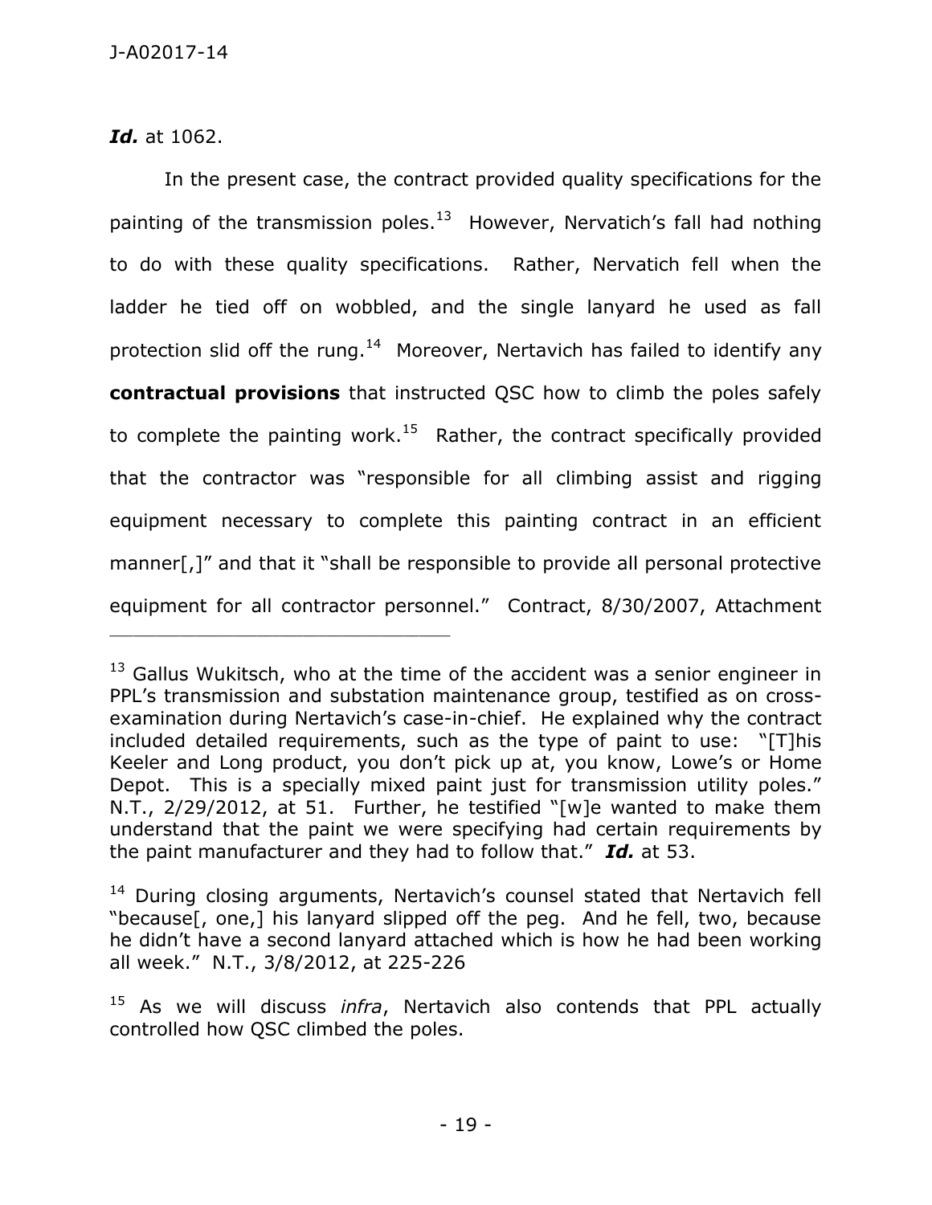***Id.*** at 1062.

In the present case, the contract provided quality specifications for the painting of the transmission poles.[13] However, Nervatich's fall had nothing to do with these quality specifications. Rather, Nervatich fell when the ladder he tied off on wobbled, and the single lanyard he used as fall protection slid off the rung.[14] Moreover, Nertavich has failed to identify any **contractual provisions** that instructed QSC how to climb the poles safely to complete the painting work.[15] Rather, the contract specifically provided that the contractor was "responsible for all climbing assist and rigging equipment necessary to complete this painting contract in an efficient manner[,]" and that it "shall be responsible to provide all personal protective equipment for all contractor personnel." Contract, 8/30/2007, Attachment

---

[13] Gallus Wukitsch, who at the time of the accident was a senior engineer in PPL's transmission and substation maintenance group, testified as on cross-examination during Nertavich's case-in-chief. He explained why the contract included detailed requirements, such as the type of paint to use: "[T]his Keeler and Long product, you don't pick up at, you know, Lowe's or Home Depot. This is a specially mixed paint just for transmission utility poles." N.T., 2/29/2012, at 51. Further, he testified "[w]e wanted to make them understand that the paint we were specifying had certain requirements by the paint manufacturer and they had to follow that." ***Id.*** at 53.

[14] During closing arguments, Nertavich's counsel stated that Nertavich fell "because[, one,] his lanyard slipped off the peg. And he fell, two, because he didn't have a second lanyard attached which is how he had been working all week." N.T., 3/8/2012, at 225-226

[15] As we will discuss *infra*, Nertavich also contends that PPL actually controlled how QSC climbed the poles.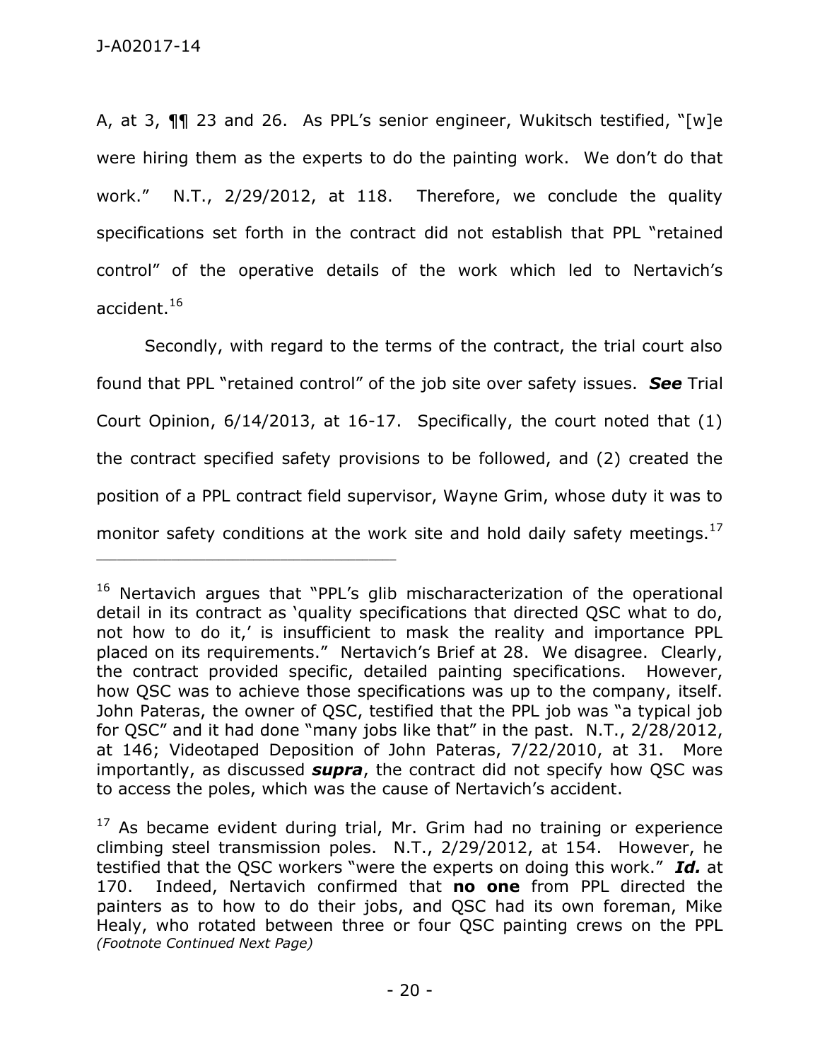A, at 3, ¶¶ 23 and 26. As PPL's senior engineer, Wukitsch testified, "[w]e were hiring them as the experts to do the painting work. We don't do that work." N.T., 2/29/2012, at 118. Therefore, we conclude the quality specifications set forth in the contract did not establish that PPL "retained control" of the operative details of the work which led to Nertavich's accident.[16]

Secondly, with regard to the terms of the contract, the trial court also found that PPL "retained control" of the job site over safety issues. ***See*** Trial Court Opinion, 6/14/2013, at 16-17. Specifically, the court noted that (1) the contract specified safety provisions to be followed, and (2) created the position of a PPL contract field supervisor, Wayne Grim, whose duty it was to monitor safety conditions at the work site and hold daily safety meetings.[17]

---

[16] Nertavich argues that "PPL's glib mischaracterization of the operational detail in its contract as 'quality specifications that directed QSC what to do, not how to do it,' is insufficient to mask the reality and importance PPL placed on its requirements." Nertavich's Brief at 28. We disagree. Clearly, the contract provided specific, detailed painting specifications. However, how QSC was to achieve those specifications was up to the company, itself. John Pateras, the owner of QSC, testified that the PPL job was "a typical job for QSC" and it had done "many jobs like that" in the past. N.T., 2/28/2012, at 146; Videotaped Deposition of John Pateras, 7/22/2010, at 31. More importantly, as discussed ***supra***, the contract did not specify how QSC was to access the poles, which was the cause of Nertavich's accident.

[17] As became evident during trial, Mr. Grim had no training or experience climbing steel transmission poles. N.T., 2/29/2012, at 154. However, he testified that the QSC workers "were the experts on doing this work." ***Id.*** at 170. Indeed, Nertavich confirmed that **no one** from PPL directed the painters as to how to do their jobs, and QSC had its own foreman, Mike Healy, who rotated between three or four QSC painting crews on the PPL *(Footnote Continued Next Page)*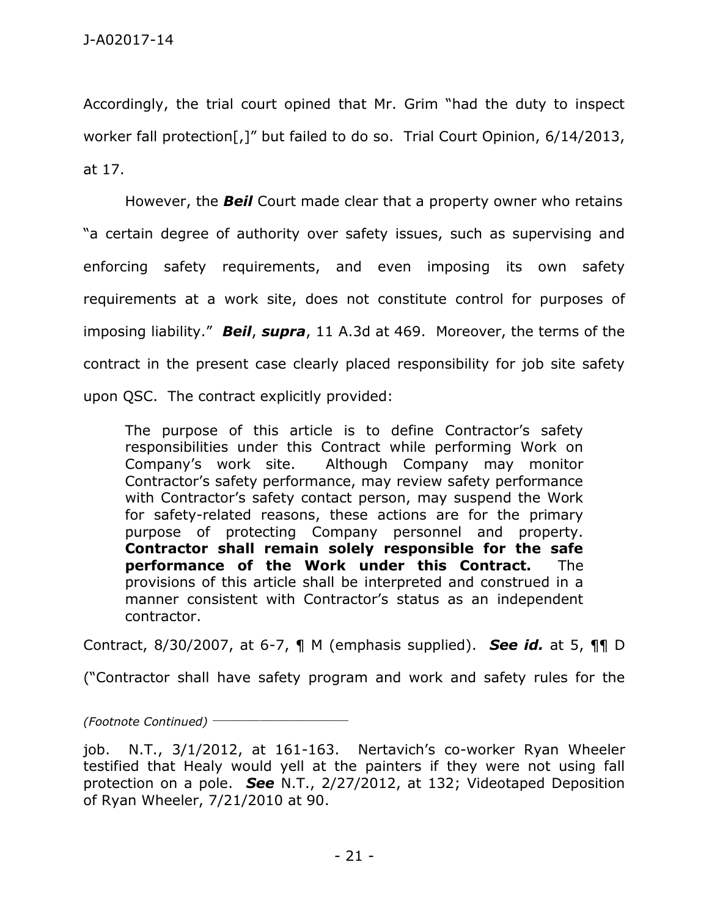Accordingly, the trial court opined that Mr. Grim "had the duty to inspect worker fall protection[,]" but failed to do so. Trial Court Opinion, 6/14/2013, at 17.

However, the ***Beil*** Court made clear that a property owner who retains "a certain degree of authority over safety issues, such as supervising and enforcing safety requirements, and even imposing its own safety requirements at a work site, does not constitute control for purposes of imposing liability." ***Beil***, ***supra***, 11 A.3d at 469. Moreover, the terms of the contract in the present case clearly placed responsibility for job site safety upon QSC. The contract explicitly provided:

> The purpose of this article is to define Contractor's safety responsibilities under this Contract while performing Work on Company's work site. Although Company may monitor Contractor's safety performance, may review safety performance with Contractor's safety contact person, may suspend the Work for safety-related reasons, these actions are for the primary purpose of protecting Company personnel and property. **Contractor shall remain solely responsible for the safe performance of the Work under this Contract.** The provisions of this article shall be interpreted and construed in a manner consistent with Contractor's status as an independent contractor.

Contract, 8/30/2007, at 6-7, ¶ M (emphasis supplied). ***See id.*** at 5, ¶¶ D ("Contractor shall have safety program and work and safety rules for the

---

*(Footnote Continued)*

job. N.T., 3/1/2012, at 161-163. Nertavich's co-worker Ryan Wheeler testified that Healy would yell at the painters if they were not using fall protection on a pole. ***See*** N.T., 2/27/2012, at 132; Videotaped Deposition of Ryan Wheeler, 7/21/2010 at 90.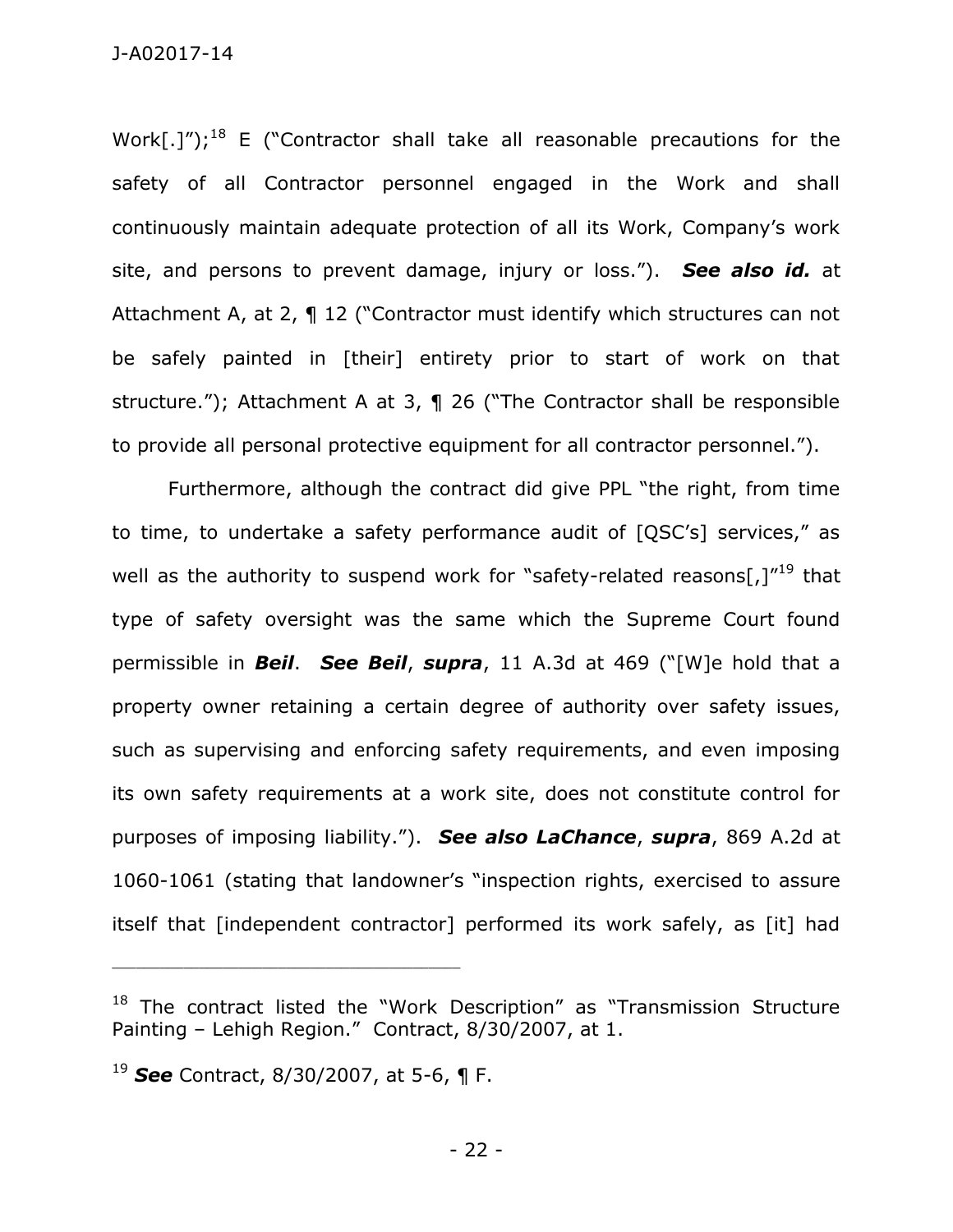Work[.]");[18] E ("Contractor shall take all reasonable precautions for the safety of all Contractor personnel engaged in the Work and shall continuously maintain adequate protection of all its Work, Company's work site, and persons to prevent damage, injury or loss."). ***See also id.*** at Attachment A, at 2, ¶ 12 ("Contractor must identify which structures can not be safely painted in [their] entirety prior to start of work on that structure."); Attachment A at 3, ¶ 26 ("The Contractor shall be responsible to provide all personal protective equipment for all contractor personnel.").

Furthermore, although the contract did give PPL "the right, from time to time, to undertake a safety performance audit of [QSC's] services," as well as the authority to suspend work for "safety-related reasons[,]"[19] that type of safety oversight was the same which the Supreme Court found permissible in ***Beil***. ***See Beil***, ***supra***, 11 A.3d at 469 ("[W]e hold that a property owner retaining a certain degree of authority over safety issues, such as supervising and enforcing safety requirements, and even imposing its own safety requirements at a work site, does not constitute control for purposes of imposing liability."). ***See also LaChance***, ***supra***, 869 A.2d at 1060-1061 (stating that landowner's "inspection rights, exercised to assure itself that [independent contractor] performed its work safely, as [it] had

---

[18] The contract listed the "Work Description" as "Transmission Structure Painting – Lehigh Region." Contract, 8/30/2007, at 1.

[19] ***See*** Contract, 8/30/2007, at 5-6, ¶ F.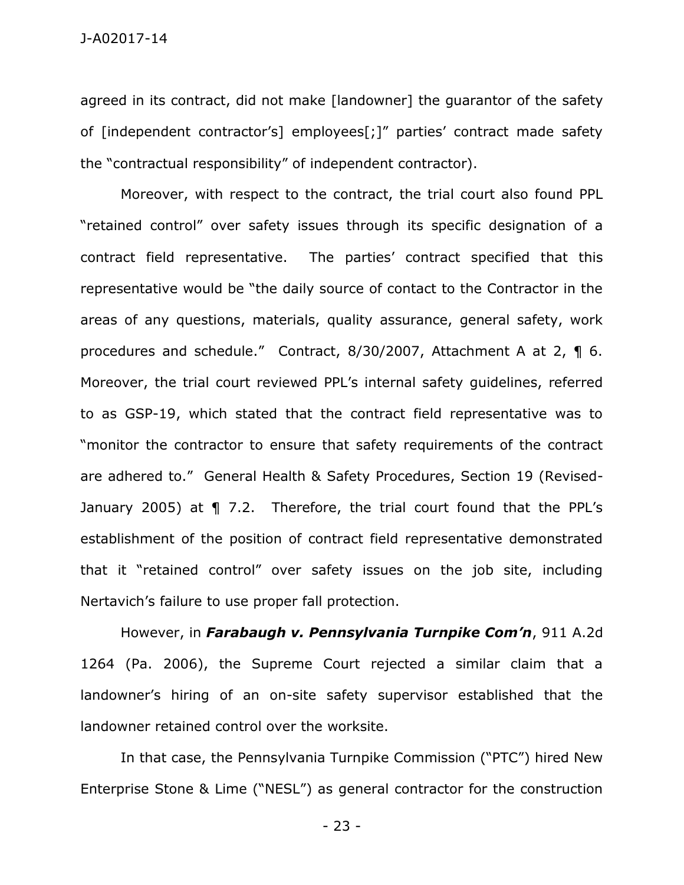agreed in its contract, did not make [landowner] the guarantor of the safety of [independent contractor's] employees[;]" parties' contract made safety the "contractual responsibility" of independent contractor).

Moreover, with respect to the contract, the trial court also found PPL "retained control" over safety issues through its specific designation of a contract field representative. The parties' contract specified that this representative would be "the daily source of contact to the Contractor in the areas of any questions, materials, quality assurance, general safety, work procedures and schedule." Contract, 8/30/2007, Attachment A at 2, ¶ 6. Moreover, the trial court reviewed PPL's internal safety guidelines, referred to as GSP-19, which stated that the contract field representative was to "monitor the contractor to ensure that safety requirements of the contract are adhered to." General Health & Safety Procedures, Section 19 (Revised-January 2005) at ¶ 7.2. Therefore, the trial court found that the PPL's establishment of the position of contract field representative demonstrated that it "retained control" over safety issues on the job site, including Nertavich's failure to use proper fall protection.

However, in ***Farabaugh v. Pennsylvania Turnpike Com'n***, 911 A.2d 1264 (Pa. 2006), the Supreme Court rejected a similar claim that a landowner's hiring of an on-site safety supervisor established that the landowner retained control over the worksite.

In that case, the Pennsylvania Turnpike Commission ("PTC") hired New Enterprise Stone & Lime ("NESL") as general contractor for the construction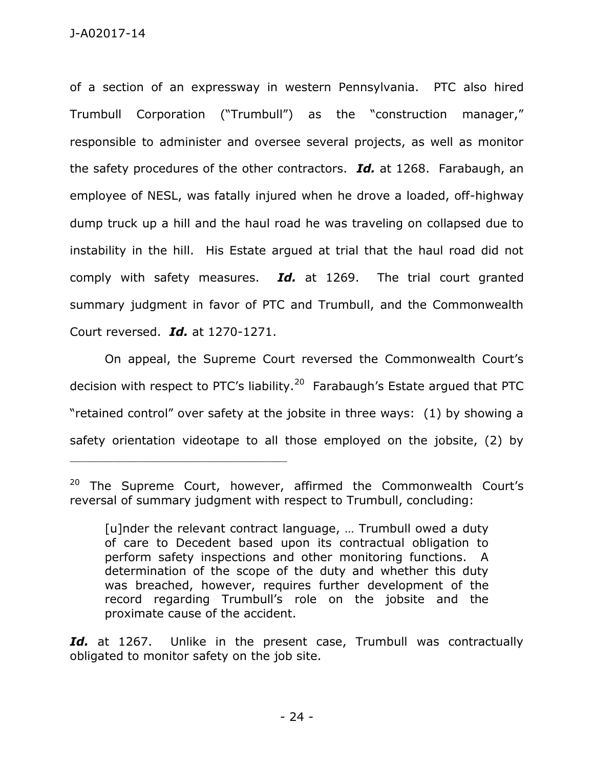of a section of an expressway in western Pennsylvania. PTC also hired Trumbull Corporation ("Trumbull") as the "construction manager," responsible to administer and oversee several projects, as well as monitor the safety procedures of the other contractors. ***Id.*** at 1268. Farabaugh, an employee of NESL, was fatally injured when he drove a loaded, off-highway dump truck up a hill and the haul road he was traveling on collapsed due to instability in the hill. His Estate argued at trial that the haul road did not comply with safety measures. ***Id.*** at 1269. The trial court granted summary judgment in favor of PTC and Trumbull, and the Commonwealth Court reversed. ***Id.*** at 1270-1271.

On appeal, the Supreme Court reversed the Commonwealth Court's decision with respect to PTC's liability.[20] Farabaugh's Estate argued that PTC "retained control" over safety at the jobsite in three ways: (1) by showing a safety orientation videotape to all those employed on the jobsite, (2) by

---

[20] The Supreme Court, however, affirmed the Commonwealth Court's reversal of summary judgment with respect to Trumbull, concluding:

> [u]nder the relevant contract language, … Trumbull owed a duty of care to Decedent based upon its contractual obligation to perform safety inspections and other monitoring functions. A determination of the scope of the duty and whether this duty was breached, however, requires further development of the record regarding Trumbull's role on the jobsite and the proximate cause of the accident.

***Id.*** at 1267. Unlike in the present case, Trumbull was contractually obligated to monitor safety on the job site.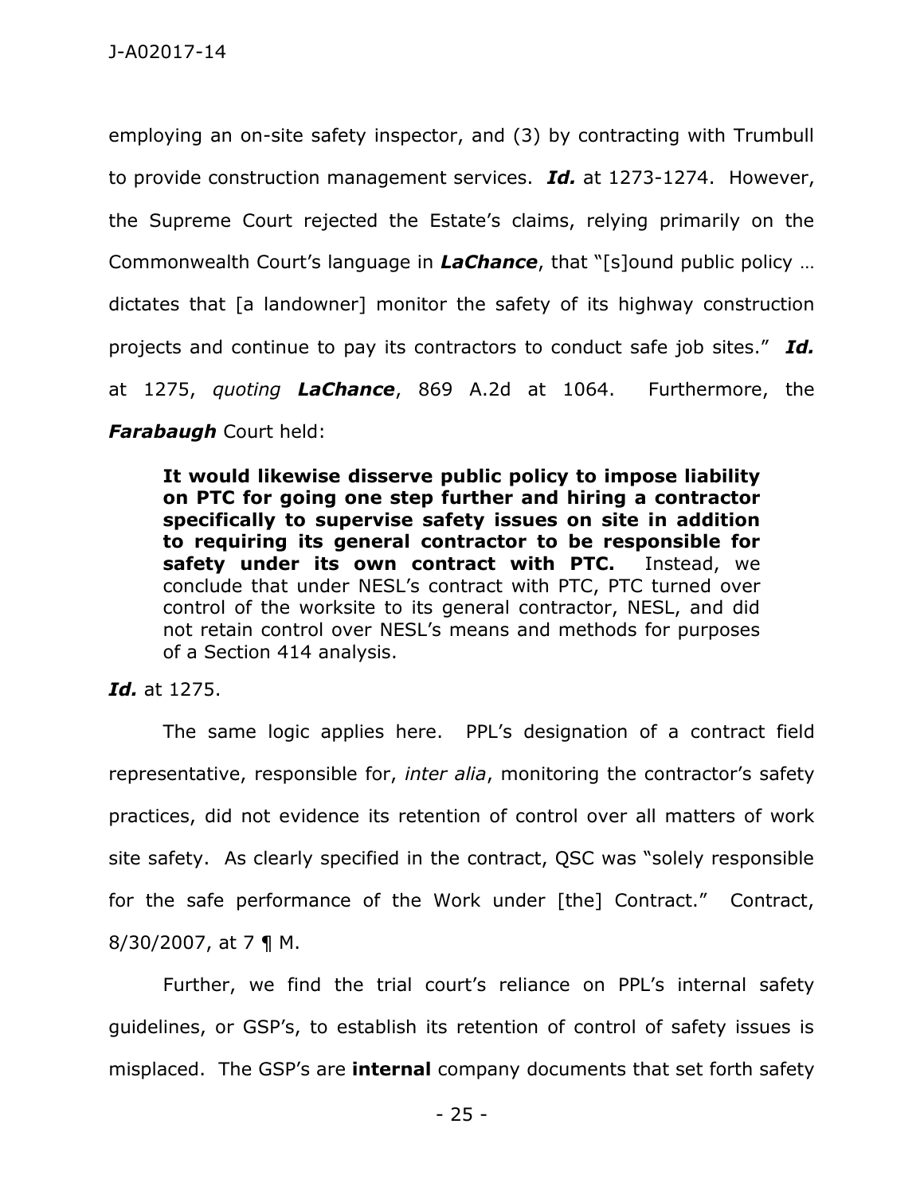employing an on-site safety inspector, and (3) by contracting with Trumbull to provide construction management services. ***Id.*** at 1273-1274. However, the Supreme Court rejected the Estate's claims, relying primarily on the Commonwealth Court's language in ***LaChance***, that "[s]ound public policy … dictates that [a landowner] monitor the safety of its highway construction projects and continue to pay its contractors to conduct safe job sites." ***Id.*** at 1275, *quoting* ***LaChance***, 869 A.2d at 1064. Furthermore, the ***Farabaugh*** Court held:

> **It would likewise disserve public policy to impose liability on PTC for going one step further and hiring a contractor specifically to supervise safety issues on site in addition to requiring its general contractor to be responsible for safety under its own contract with PTC.** Instead, we conclude that under NESL's contract with PTC, PTC turned over control of the worksite to its general contractor, NESL, and did not retain control over NESL's means and methods for purposes of a Section 414 analysis.

***Id.*** at 1275.

The same logic applies here. PPL's designation of a contract field representative, responsible for, *inter alia*, monitoring the contractor's safety practices, did not evidence its retention of control over all matters of work site safety. As clearly specified in the contract, QSC was "solely responsible for the safe performance of the Work under [the] Contract." Contract, 8/30/2007, at 7 ¶ M.

Further, we find the trial court's reliance on PPL's internal safety guidelines, or GSP's, to establish its retention of control of safety issues is misplaced. The GSP's are **internal** company documents that set forth safety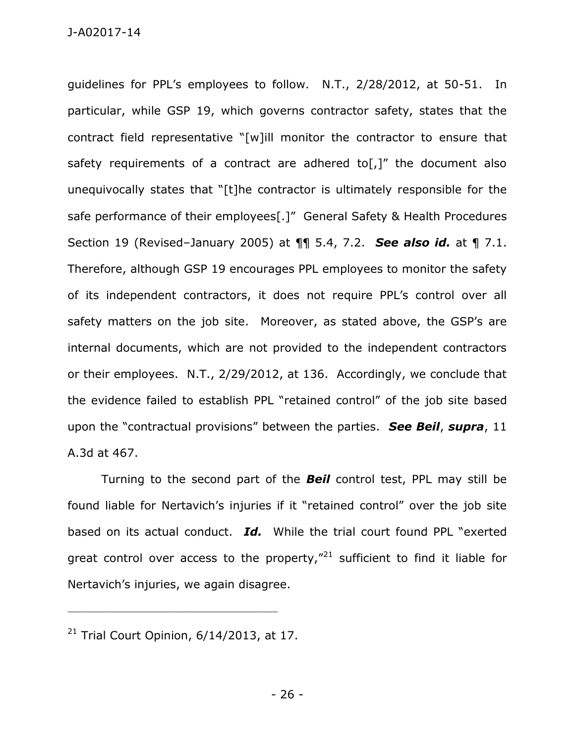guidelines for PPL's employees to follow. N.T., 2/28/2012, at 50-51. In particular, while GSP 19, which governs contractor safety, states that the contract field representative "[w]ill monitor the contractor to ensure that safety requirements of a contract are adhered to[,]" the document also unequivocally states that "[t]he contractor is ultimately responsible for the safe performance of their employees[.]" General Safety & Health Procedures Section 19 (Revised–January 2005) at ¶¶ 5.4, 7.2. ***See also id.*** at ¶ 7.1. Therefore, although GSP 19 encourages PPL employees to monitor the safety of its independent contractors, it does not require PPL's control over all safety matters on the job site. Moreover, as stated above, the GSP's are internal documents, which are not provided to the independent contractors or their employees. N.T., 2/29/2012, at 136. Accordingly, we conclude that the evidence failed to establish PPL "retained control" of the job site based upon the "contractual provisions" between the parties. ***See Beil***, ***supra***, 11 A.3d at 467.

Turning to the second part of the ***Beil*** control test, PPL may still be found liable for Nertavich's injuries if it "retained control" over the job site based on its actual conduct. ***Id.*** While the trial court found PPL "exerted great control over access to the property,"[21] sufficient to find it liable for Nertavich's injuries, we again disagree.

---

[21] Trial Court Opinion, 6/14/2013, at 17.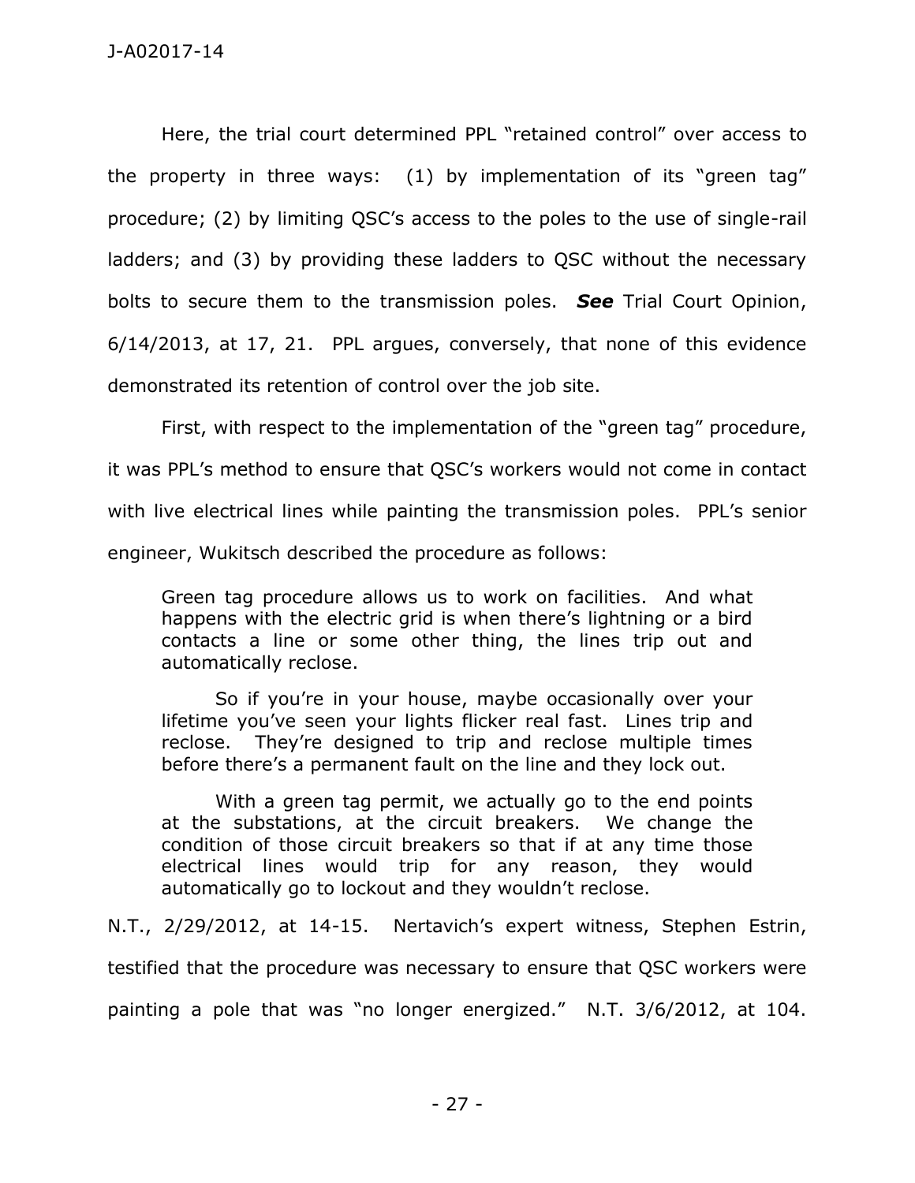Here, the trial court determined PPL "retained control" over access to the property in three ways: (1) by implementation of its "green tag" procedure; (2) by limiting QSC's access to the poles to the use of single-rail ladders; and (3) by providing these ladders to QSC without the necessary bolts to secure them to the transmission poles. ***See*** Trial Court Opinion, 6/14/2013, at 17, 21. PPL argues, conversely, that none of this evidence demonstrated its retention of control over the job site.

First, with respect to the implementation of the "green tag" procedure, it was PPL's method to ensure that QSC's workers would not come in contact with live electrical lines while painting the transmission poles. PPL's senior engineer, Wukitsch described the procedure as follows:

> Green tag procedure allows us to work on facilities. And what happens with the electric grid is when there's lightning or a bird contacts a line or some other thing, the lines trip out and automatically reclose.
>
> So if you're in your house, maybe occasionally over your lifetime you've seen your lights flicker real fast. Lines trip and reclose. They're designed to trip and reclose multiple times before there's a permanent fault on the line and they lock out.
>
> With a green tag permit, we actually go to the end points at the substations, at the circuit breakers. We change the condition of those circuit breakers so that if at any time those electrical lines would trip for any reason, they would automatically go to lockout and they wouldn't reclose.

N.T., 2/29/2012, at 14-15. Nertavich's expert witness, Stephen Estrin, testified that the procedure was necessary to ensure that QSC workers were painting a pole that was "no longer energized." N.T. 3/6/2012, at 104.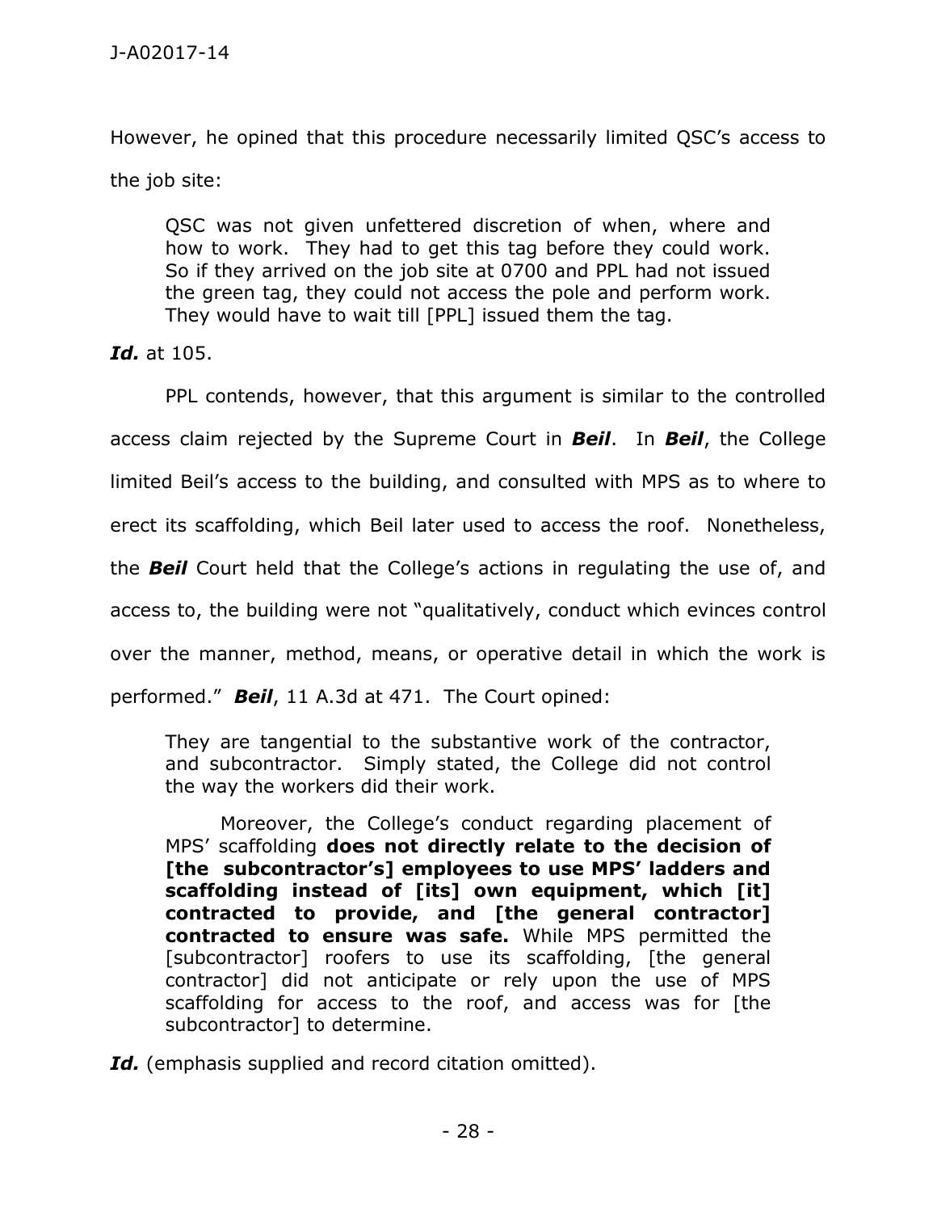However, he opined that this procedure necessarily limited QSC's access to the job site:

> QSC was not given unfettered discretion of when, where and how to work. They had to get this tag before they could work. So if they arrived on the job site at 0700 and PPL had not issued the green tag, they could not access the pole and perform work. They would have to wait till [PPL] issued them the tag.

***Id.*** at 105.

PPL contends, however, that this argument is similar to the controlled access claim rejected by the Supreme Court in ***Beil***. In ***Beil***, the College limited Beil's access to the building, and consulted with MPS as to where to erect its scaffolding, which Beil later used to access the roof. Nonetheless, the ***Beil*** Court held that the College's actions in regulating the use of, and access to, the building were not "qualitatively, conduct which evinces control over the manner, method, means, or operative detail in which the work is performed." ***Beil***, 11 A.3d at 471. The Court opined:

> They are tangential to the substantive work of the contractor, and subcontractor. Simply stated, the College did not control the way the workers did their work.
>
> Moreover, the College's conduct regarding placement of MPS' scaffolding **does not directly relate to the decision of [the subcontractor's] employees to use MPS' ladders and scaffolding instead of [its] own equipment, which [it] contracted to provide, and [the general contractor] contracted to ensure was safe.** While MPS permitted the [subcontractor] roofers to use its scaffolding, [the general contractor] did not anticipate or rely upon the use of MPS scaffolding for access to the roof, and access was for [the subcontractor] to determine.

***Id.*** (emphasis supplied and record citation omitted).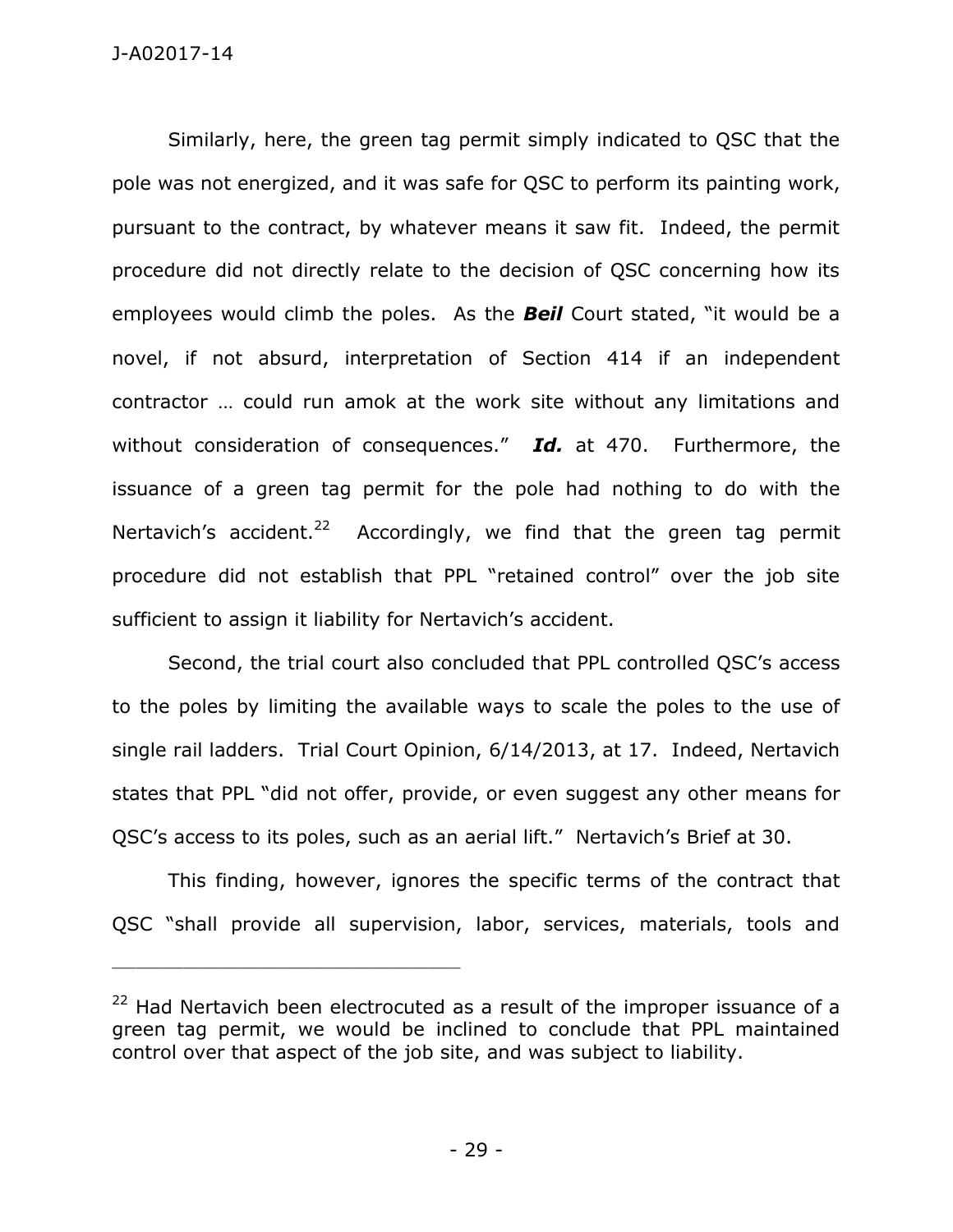Similarly, here, the green tag permit simply indicated to QSC that the pole was not energized, and it was safe for QSC to perform its painting work, pursuant to the contract, by whatever means it saw fit. Indeed, the permit procedure did not directly relate to the decision of QSC concerning how its employees would climb the poles. As the ***Beil*** Court stated, "it would be a novel, if not absurd, interpretation of Section 414 if an independent contractor … could run amok at the work site without any limitations and without consideration of consequences." ***Id.*** at 470. Furthermore, the issuance of a green tag permit for the pole had nothing to do with the Nertavich's accident.[22] Accordingly, we find that the green tag permit procedure did not establish that PPL "retained control" over the job site sufficient to assign it liability for Nertavich's accident.

Second, the trial court also concluded that PPL controlled QSC's access to the poles by limiting the available ways to scale the poles to the use of single rail ladders. Trial Court Opinion, 6/14/2013, at 17. Indeed, Nertavich states that PPL "did not offer, provide, or even suggest any other means for QSC's access to its poles, such as an aerial lift." Nertavich's Brief at 30.

This finding, however, ignores the specific terms of the contract that QSC "shall provide all supervision, labor, services, materials, tools and

---

[22] Had Nertavich been electrocuted as a result of the improper issuance of a green tag permit, we would be inclined to conclude that PPL maintained control over that aspect of the job site, and was subject to liability.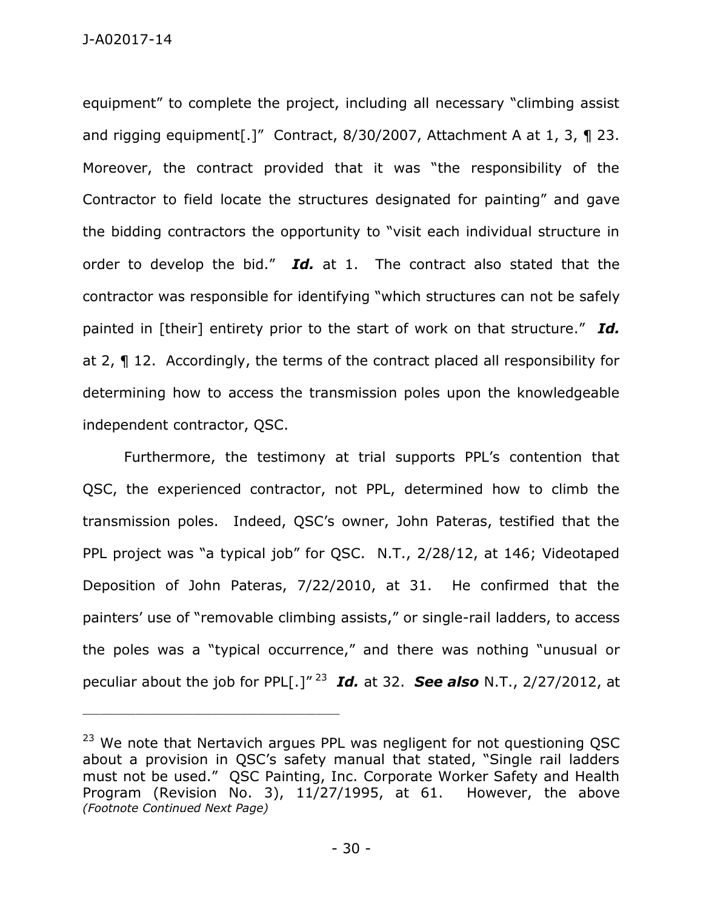equipment" to complete the project, including all necessary "climbing assist and rigging equipment[.]" Contract, 8/30/2007, Attachment A at 1, 3, ¶ 23. Moreover, the contract provided that it was "the responsibility of the Contractor to field locate the structures designated for painting" and gave the bidding contractors the opportunity to "visit each individual structure in order to develop the bid." ***Id.*** at 1. The contract also stated that the contractor was responsible for identifying "which structures can not be safely painted in [their] entirety prior to the start of work on that structure." ***Id.*** at 2, ¶ 12. Accordingly, the terms of the contract placed all responsibility for determining how to access the transmission poles upon the knowledgeable independent contractor, QSC.

Furthermore, the testimony at trial supports PPL's contention that QSC, the experienced contractor, not PPL, determined how to climb the transmission poles. Indeed, QSC's owner, John Pateras, testified that the PPL project was "a typical job" for QSC. N.T., 2/28/12, at 146; Videotaped Deposition of John Pateras, 7/22/2010, at 31. He confirmed that the painters' use of "removable climbing assists," or single-rail ladders, to access the poles was a "typical occurrence," and there was nothing "unusual or peculiar about the job for PPL[.]" [23] ***Id.*** at 32. ***See also*** N.T., 2/27/2012, at

---

[23] We note that Nertavich argues PPL was negligent for not questioning QSC about a provision in QSC's safety manual that stated, "Single rail ladders must not be used." QSC Painting, Inc. Corporate Worker Safety and Health Program (Revision No. 3), 11/27/1995, at 61. However, the above *(Footnote Continued Next Page)*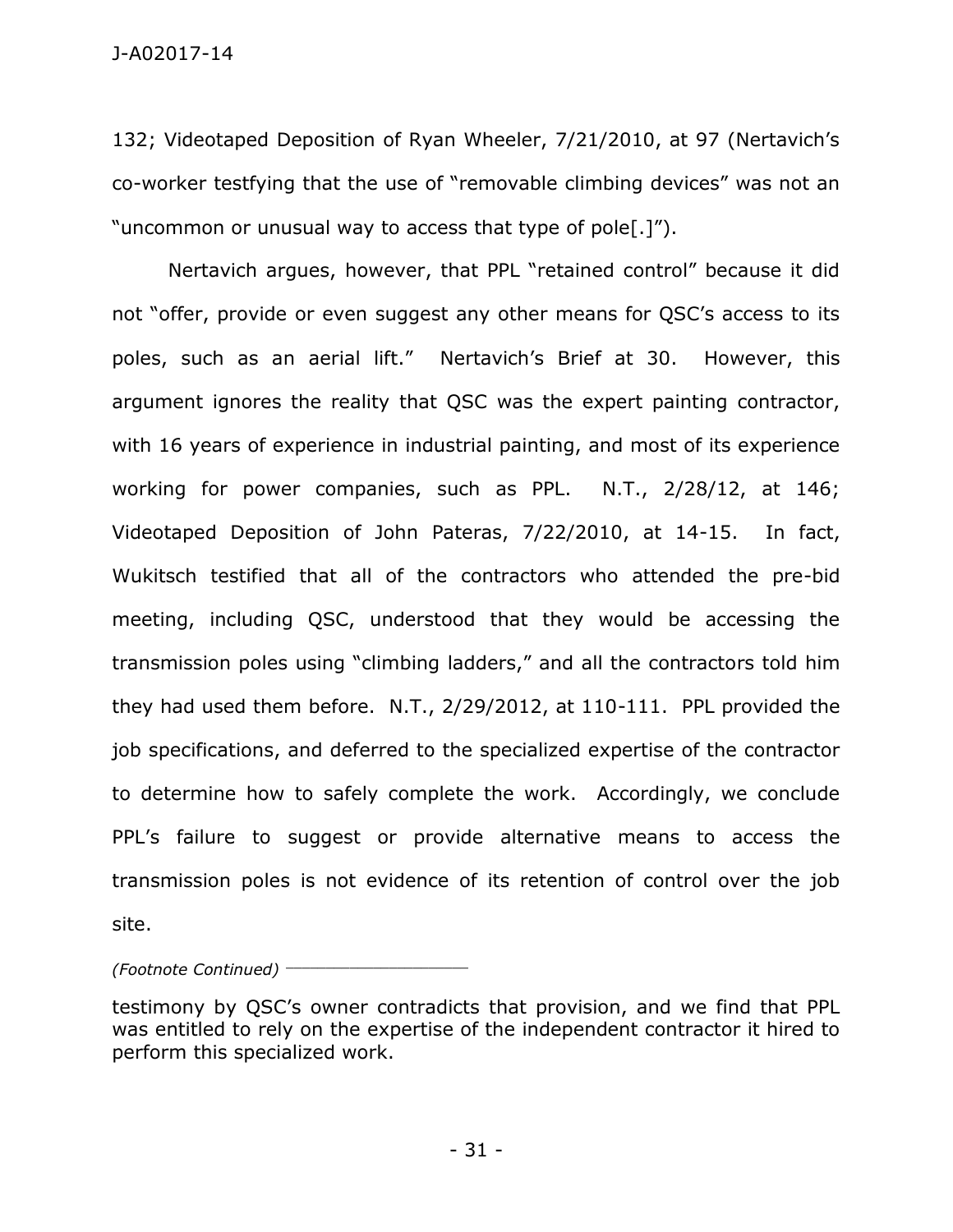132; Videotaped Deposition of Ryan Wheeler, 7/21/2010, at 97 (Nertavich's co-worker testfying that the use of "removable climbing devices" was not an "uncommon or unusual way to access that type of pole[.]").

Nertavich argues, however, that PPL "retained control" because it did not "offer, provide or even suggest any other means for QSC's access to its poles, such as an aerial lift." Nertavich's Brief at 30. However, this argument ignores the reality that QSC was the expert painting contractor, with 16 years of experience in industrial painting, and most of its experience working for power companies, such as PPL. N.T., 2/28/12, at 146; Videotaped Deposition of John Pateras, 7/22/2010, at 14-15. In fact, Wukitsch testified that all of the contractors who attended the pre-bid meeting, including QSC, understood that they would be accessing the transmission poles using "climbing ladders," and all the contractors told him they had used them before. N.T., 2/29/2012, at 110-111. PPL provided the job specifications, and deferred to the specialized expertise of the contractor to determine how to safely complete the work. Accordingly, we conclude PPL's failure to suggest or provide alternative means to access the transmission poles is not evidence of its retention of control over the job site.

*(Footnote Continued)*

testimony by QSC's owner contradicts that provision, and we find that PPL was entitled to rely on the expertise of the independent contractor it hired to perform this specialized work.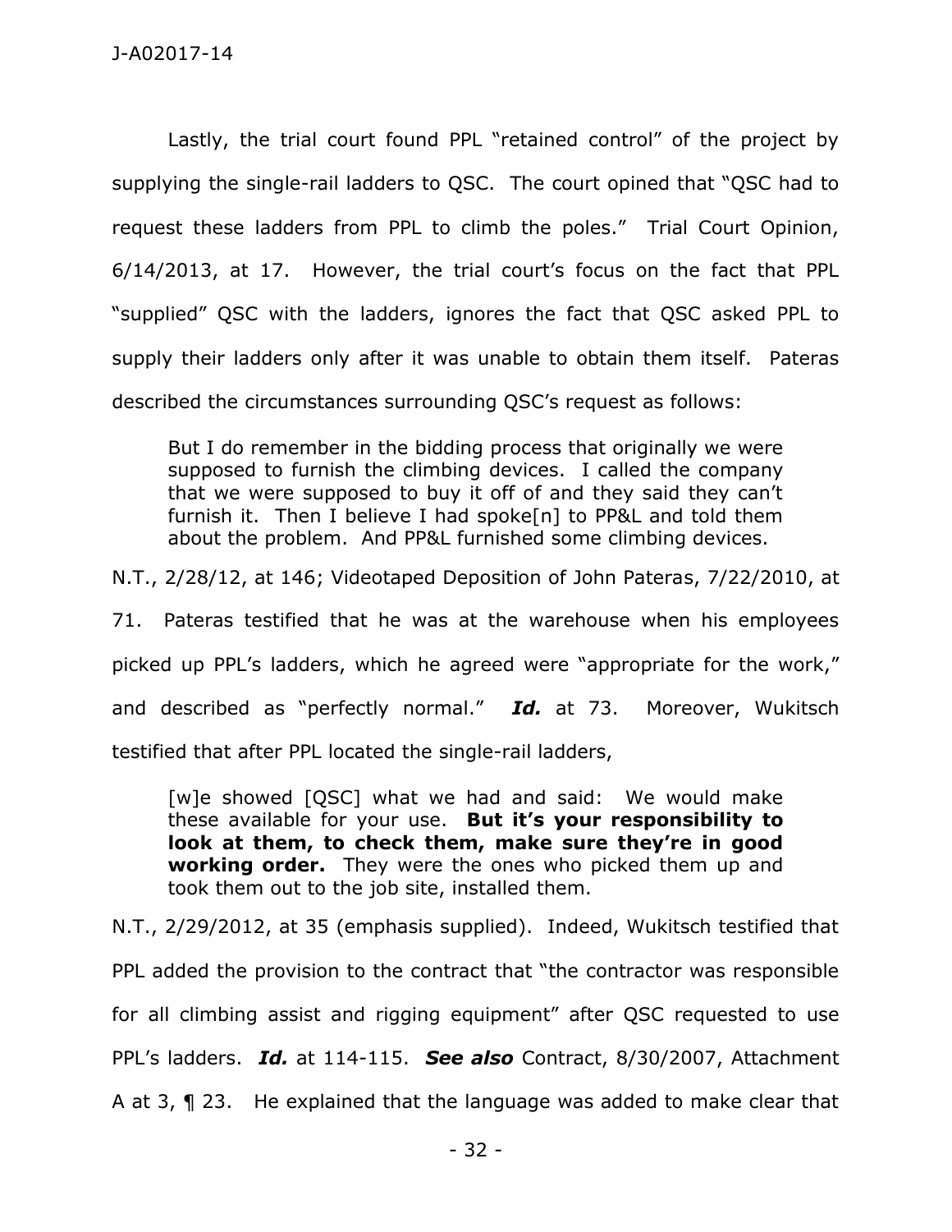Lastly, the trial court found PPL "retained control" of the project by supplying the single-rail ladders to QSC. The court opined that "QSC had to request these ladders from PPL to climb the poles." Trial Court Opinion, 6/14/2013, at 17. However, the trial court's focus on the fact that PPL "supplied" QSC with the ladders, ignores the fact that QSC asked PPL to supply their ladders only after it was unable to obtain them itself. Pateras described the circumstances surrounding QSC's request as follows:

> But I do remember in the bidding process that originally we were supposed to furnish the climbing devices. I called the company that we were supposed to buy it off of and they said they can't furnish it. Then I believe I had spoke[n] to PP&L and told them about the problem. And PP&L furnished some climbing devices.

N.T., 2/28/12, at 146; Videotaped Deposition of John Pateras, 7/22/2010, at 71. Pateras testified that he was at the warehouse when his employees picked up PPL's ladders, which he agreed were "appropriate for the work," and described as "perfectly normal." ***Id.*** at 73. Moreover, Wukitsch testified that after PPL located the single-rail ladders,

> [w]e showed [QSC] what we had and said: We would make these available for your use. **But it's your responsibility to look at them, to check them, make sure they're in good working order.** They were the ones who picked them up and took them out to the job site, installed them.

N.T., 2/29/2012, at 35 (emphasis supplied). Indeed, Wukitsch testified that PPL added the provision to the contract that "the contractor was responsible for all climbing assist and rigging equipment" after QSC requested to use PPL's ladders. ***Id.*** at 114-115. ***See also*** Contract, 8/30/2007, Attachment A at 3, ¶ 23. He explained that the language was added to make clear that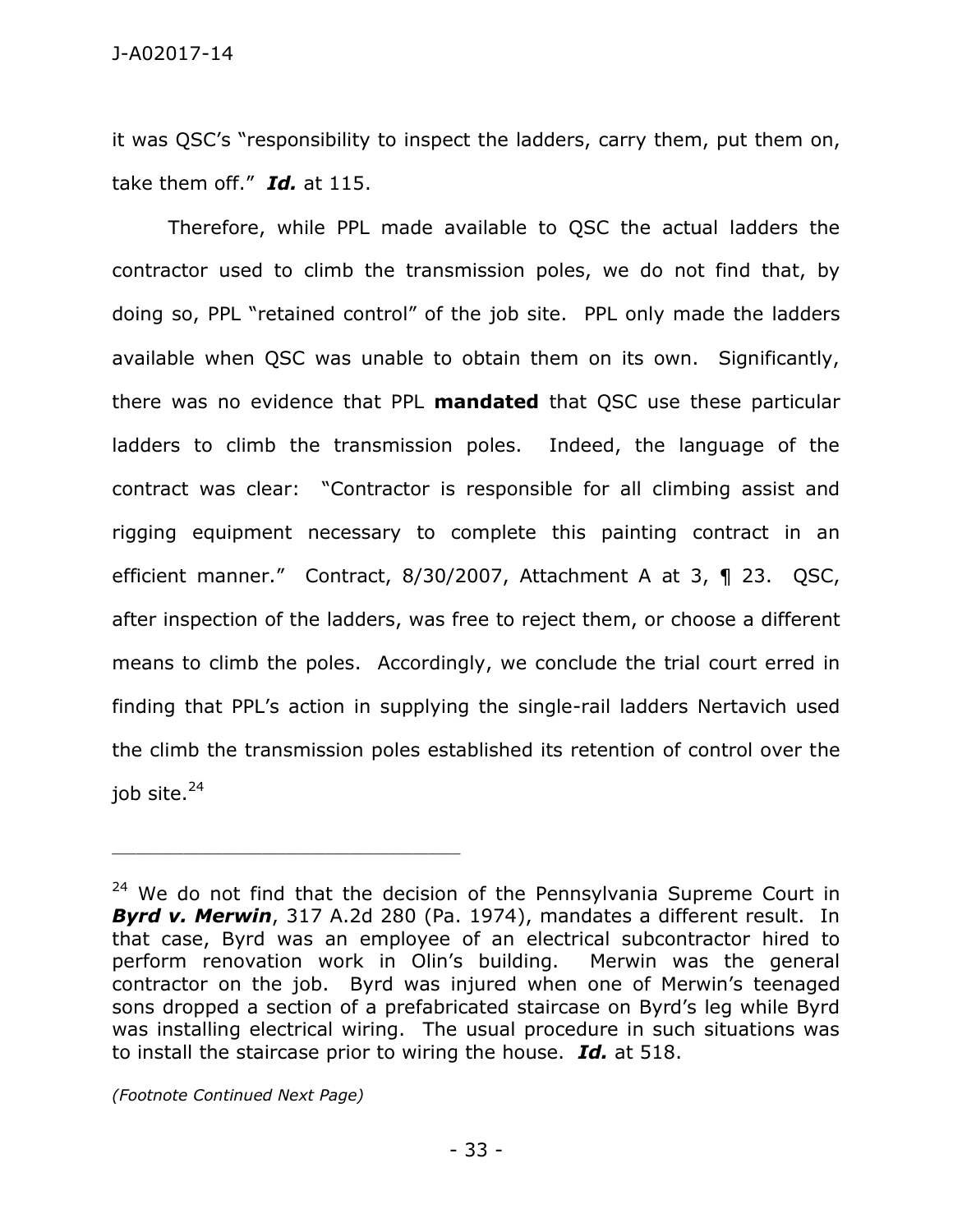it was QSC's "responsibility to inspect the ladders, carry them, put them on, take them off." ***Id.*** at 115.

Therefore, while PPL made available to QSC the actual ladders the contractor used to climb the transmission poles, we do not find that, by doing so, PPL "retained control" of the job site. PPL only made the ladders available when QSC was unable to obtain them on its own. Significantly, there was no evidence that PPL **mandated** that QSC use these particular ladders to climb the transmission poles. Indeed, the language of the contract was clear: "Contractor is responsible for all climbing assist and rigging equipment necessary to complete this painting contract in an efficient manner." Contract, 8/30/2007, Attachment A at 3, ¶ 23. QSC, after inspection of the ladders, was free to reject them, or choose a different means to climb the poles. Accordingly, we conclude the trial court erred in finding that PPL's action in supplying the single-rail ladders Nertavich used the climb the transmission poles established its retention of control over the job site.[24]

---

[24] We do not find that the decision of the Pennsylvania Supreme Court in ***Byrd v. Merwin***, 317 A.2d 280 (Pa. 1974), mandates a different result. In that case, Byrd was an employee of an electrical subcontractor hired to perform renovation work in Olin's building. Merwin was the general contractor on the job. Byrd was injured when one of Merwin's teenaged sons dropped a section of a prefabricated staircase on Byrd's leg while Byrd was installing electrical wiring. The usual procedure in such situations was to install the staircase prior to wiring the house. ***Id.*** at 518.

*(Footnote Continued Next Page)*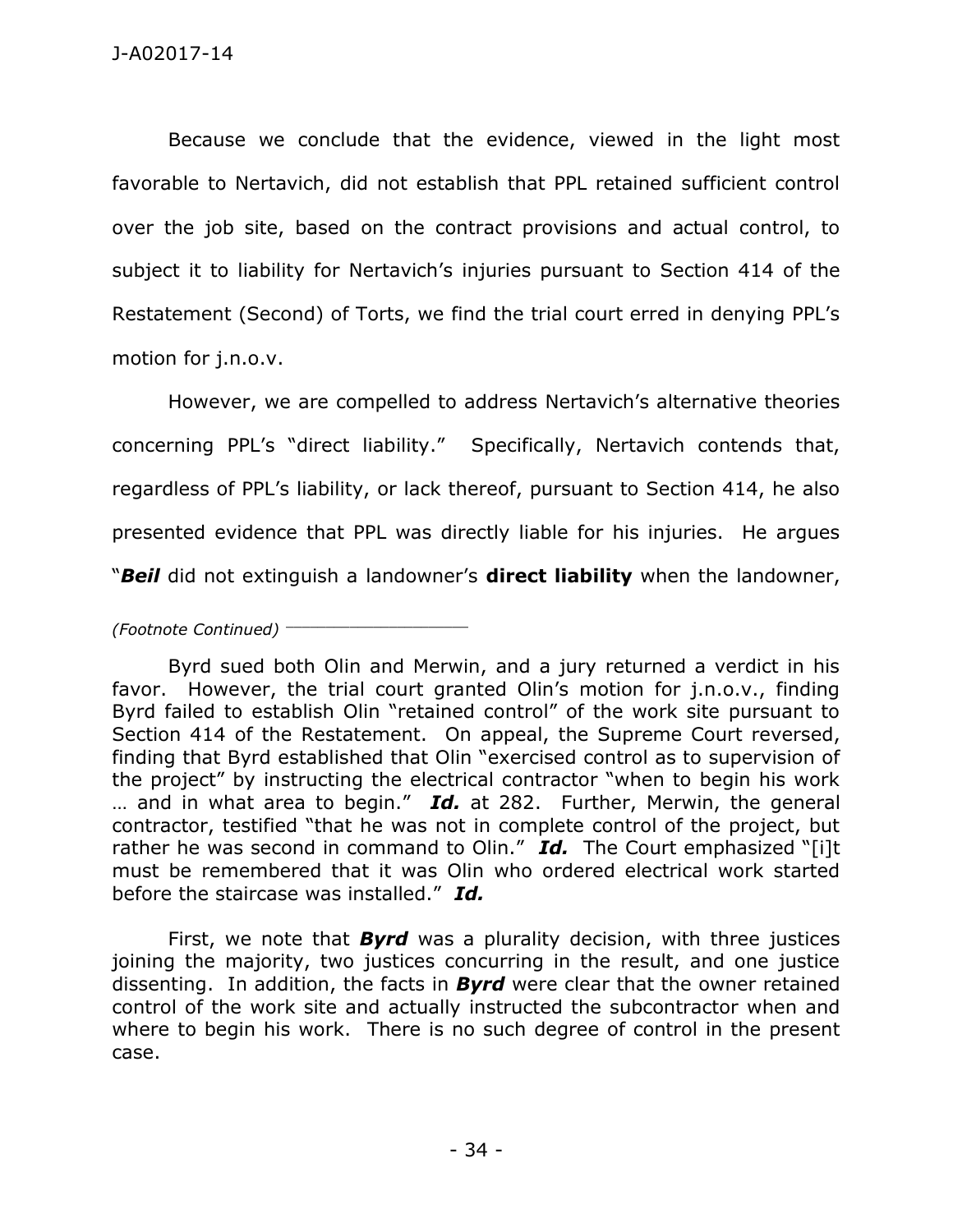Because we conclude that the evidence, viewed in the light most favorable to Nertavich, did not establish that PPL retained sufficient control over the job site, based on the contract provisions and actual control, to subject it to liability for Nertavich's injuries pursuant to Section 414 of the Restatement (Second) of Torts, we find the trial court erred in denying PPL's motion for j.n.o.v.

However, we are compelled to address Nertavich's alternative theories concerning PPL's "direct liability." Specifically, Nertavich contends that, regardless of PPL's liability, or lack thereof, pursuant to Section 414, he also presented evidence that PPL was directly liable for his injuries. He argues "***Beil*** did not extinguish a landowner's **direct liability** when the landowner,

*(Footnote Continued)*

Byrd sued both Olin and Merwin, and a jury returned a verdict in his favor. However, the trial court granted Olin's motion for j.n.o.v., finding Byrd failed to establish Olin "retained control" of the work site pursuant to Section 414 of the Restatement. On appeal, the Supreme Court reversed, finding that Byrd established that Olin "exercised control as to supervision of the project" by instructing the electrical contractor "when to begin his work … and in what area to begin." ***Id.*** at 282. Further, Merwin, the general contractor, testified "that he was not in complete control of the project, but rather he was second in command to Olin." ***Id.*** The Court emphasized "[i]t must be remembered that it was Olin who ordered electrical work started before the staircase was installed." ***Id.***

First, we note that ***Byrd*** was a plurality decision, with three justices joining the majority, two justices concurring in the result, and one justice dissenting. In addition, the facts in ***Byrd*** were clear that the owner retained control of the work site and actually instructed the subcontractor when and where to begin his work. There is no such degree of control in the present case.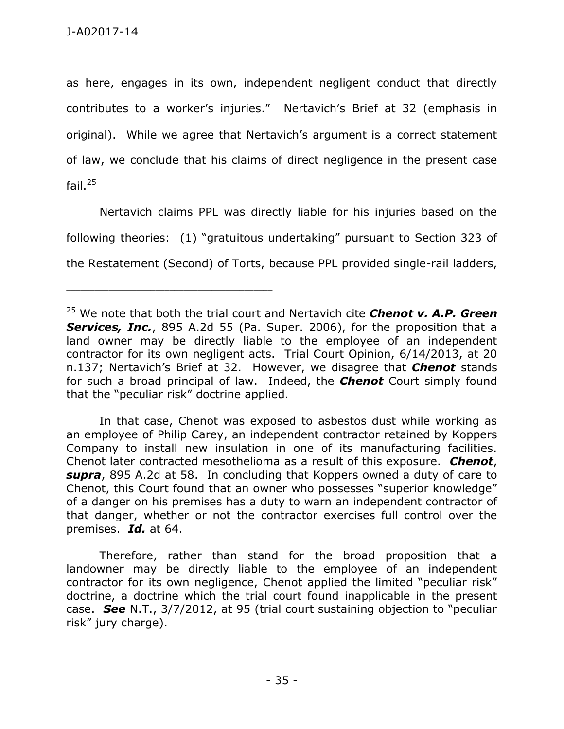as here, engages in its own, independent negligent conduct that directly contributes to a worker's injuries." Nertavich's Brief at 32 (emphasis in original). While we agree that Nertavich's argument is a correct statement of law, we conclude that his claims of direct negligence in the present case fail.[25]

Nertavich claims PPL was directly liable for his injuries based on the following theories: (1) "gratuitous undertaking" pursuant to Section 323 of the Restatement (Second) of Torts, because PPL provided single-rail ladders,

---

[25] We note that both the trial court and Nertavich cite ***Chenot v. A.P. Green Services, Inc.***, 895 A.2d 55 (Pa. Super. 2006), for the proposition that a land owner may be directly liable to the employee of an independent contractor for its own negligent acts. Trial Court Opinion, 6/14/2013, at 20 n.137; Nertavich's Brief at 32. However, we disagree that ***Chenot*** stands for such a broad principal of law. Indeed, the ***Chenot*** Court simply found that the "peculiar risk" doctrine applied.

In that case, Chenot was exposed to asbestos dust while working as an employee of Philip Carey, an independent contractor retained by Koppers Company to install new insulation in one of its manufacturing facilities. Chenot later contracted mesothelioma as a result of this exposure. ***Chenot***, ***supra***, 895 A.2d at 58. In concluding that Koppers owned a duty of care to Chenot, this Court found that an owner who possesses "superior knowledge" of a danger on his premises has a duty to warn an independent contractor of that danger, whether or not the contractor exercises full control over the premises. ***Id.*** at 64.

Therefore, rather than stand for the broad proposition that a landowner may be directly liable to the employee of an independent contractor for its own negligence, Chenot applied the limited "peculiar risk" doctrine, a doctrine which the trial court found inapplicable in the present case. ***See*** N.T., 3/7/2012, at 95 (trial court sustaining objection to "peculiar risk" jury charge).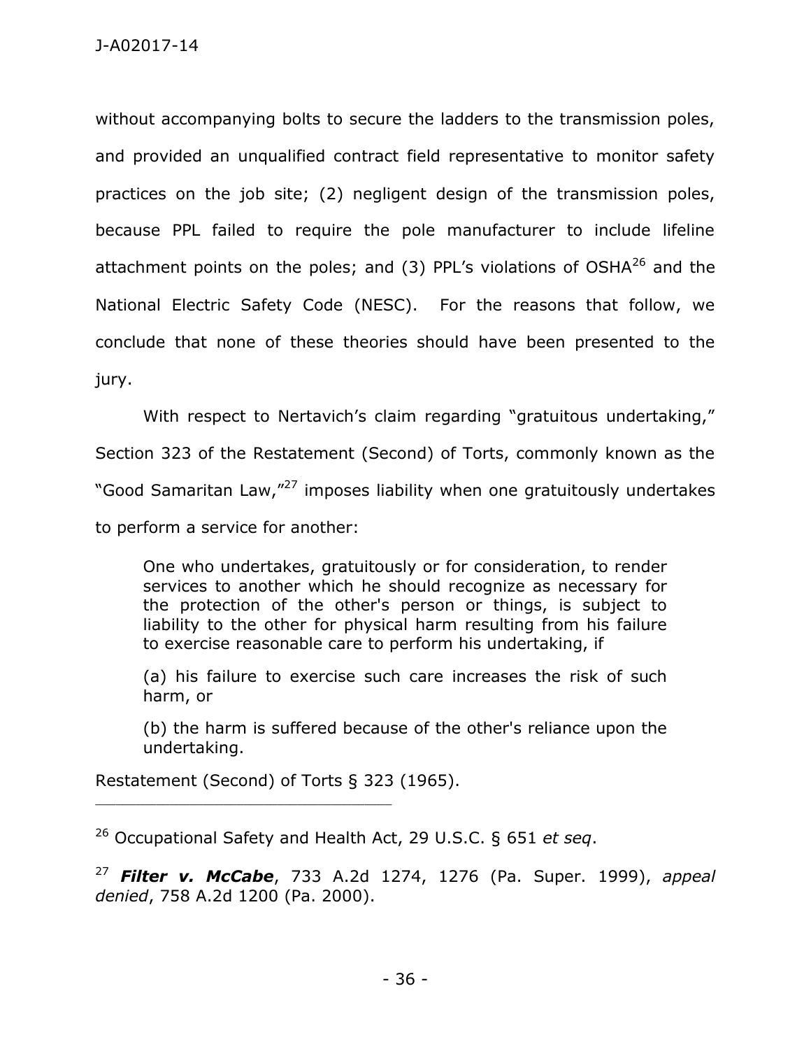without accompanying bolts to secure the ladders to the transmission poles, and provided an unqualified contract field representative to monitor safety practices on the job site; (2) negligent design of the transmission poles, because PPL failed to require the pole manufacturer to include lifeline attachment points on the poles; and (3) PPL's violations of OSHA[26] and the National Electric Safety Code (NESC). For the reasons that follow, we conclude that none of these theories should have been presented to the jury.

With respect to Nertavich's claim regarding "gratuitous undertaking," Section 323 of the Restatement (Second) of Torts, commonly known as the "Good Samaritan Law,"[27] imposes liability when one gratuitously undertakes to perform a service for another:

> One who undertakes, gratuitously or for consideration, to render services to another which he should recognize as necessary for the protection of the other's person or things, is subject to liability to the other for physical harm resulting from his failure to exercise reasonable care to perform his undertaking, if
>
> (a) his failure to exercise such care increases the risk of such harm, or
>
> (b) the harm is suffered because of the other's reliance upon the undertaking.

Restatement (Second) of Torts § 323 (1965).

---

[26] Occupational Safety and Health Act, 29 U.S.C. § 651 *et seq*.

[27] ***Filter v. McCabe***, 733 A.2d 1274, 1276 (Pa. Super. 1999), *appeal denied*, 758 A.2d 1200 (Pa. 2000).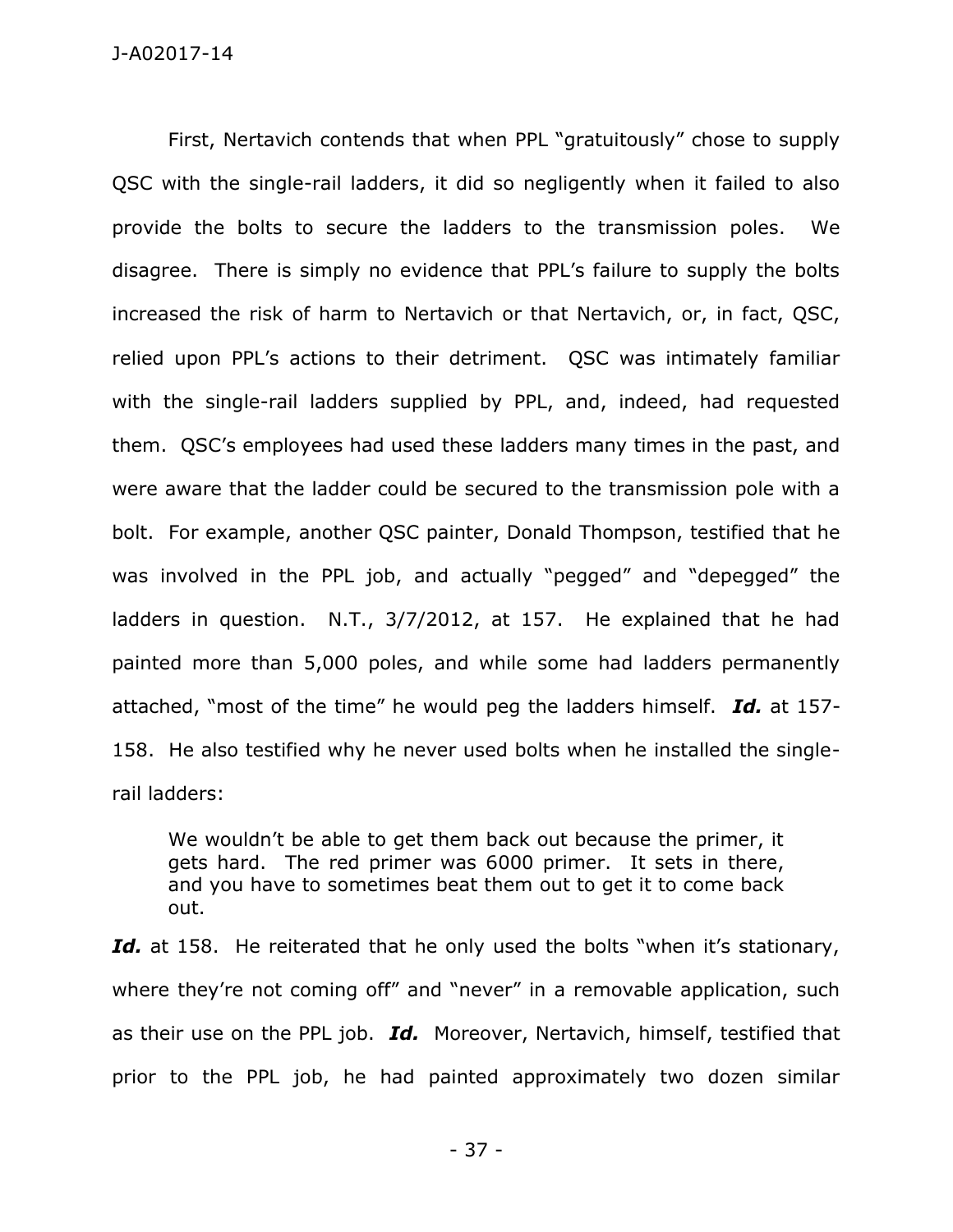First, Nertavich contends that when PPL "gratuitously" chose to supply QSC with the single-rail ladders, it did so negligently when it failed to also provide the bolts to secure the ladders to the transmission poles. We disagree. There is simply no evidence that PPL's failure to supply the bolts increased the risk of harm to Nertavich or that Nertavich, or, in fact, QSC, relied upon PPL's actions to their detriment. QSC was intimately familiar with the single-rail ladders supplied by PPL, and, indeed, had requested them. QSC's employees had used these ladders many times in the past, and were aware that the ladder could be secured to the transmission pole with a bolt. For example, another QSC painter, Donald Thompson, testified that he was involved in the PPL job, and actually "pegged" and "depegged" the ladders in question. N.T., 3/7/2012, at 157. He explained that he had painted more than 5,000 poles, and while some had ladders permanently attached, "most of the time" he would peg the ladders himself. ***Id.*** at 157-158. He also testified why he never used bolts when he installed the single-rail ladders:

> We wouldn't be able to get them back out because the primer, it gets hard. The red primer was 6000 primer. It sets in there, and you have to sometimes beat them out to get it to come back out.

***Id.*** at 158. He reiterated that he only used the bolts "when it's stationary, where they're not coming off" and "never" in a removable application, such as their use on the PPL job. ***Id.*** Moreover, Nertavich, himself, testified that prior to the PPL job, he had painted approximately two dozen similar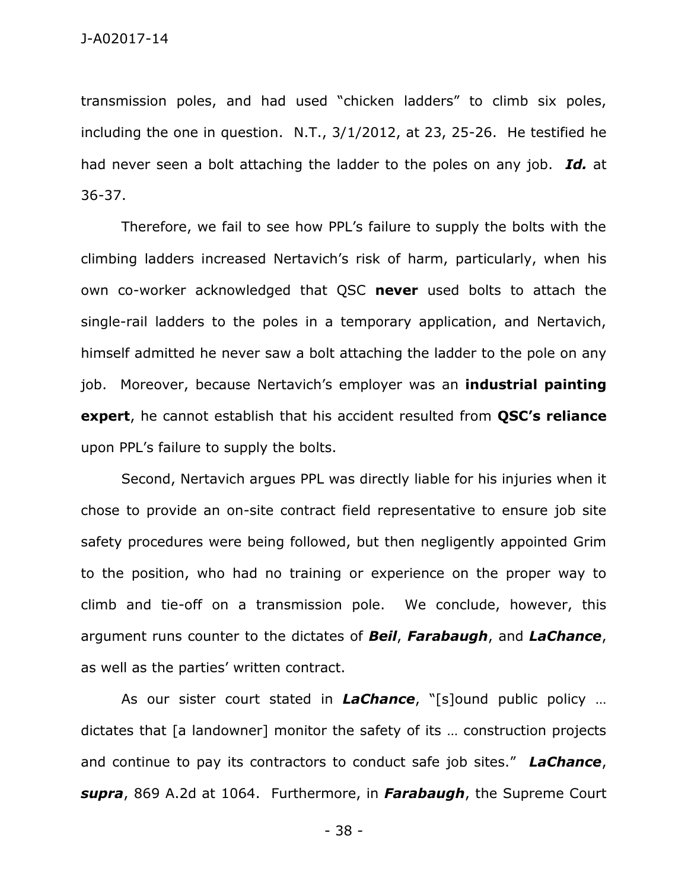transmission poles, and had used "chicken ladders" to climb six poles, including the one in question. N.T., 3/1/2012, at 23, 25-26. He testified he had never seen a bolt attaching the ladder to the poles on any job. ***Id.*** at 36-37.

Therefore, we fail to see how PPL's failure to supply the bolts with the climbing ladders increased Nertavich's risk of harm, particularly, when his own co-worker acknowledged that QSC **never** used bolts to attach the single-rail ladders to the poles in a temporary application, and Nertavich, himself admitted he never saw a bolt attaching the ladder to the pole on any job. Moreover, because Nertavich's employer was an **industrial painting expert**, he cannot establish that his accident resulted from **QSC's reliance** upon PPL's failure to supply the bolts.

Second, Nertavich argues PPL was directly liable for his injuries when it chose to provide an on-site contract field representative to ensure job site safety procedures were being followed, but then negligently appointed Grim to the position, who had no training or experience on the proper way to climb and tie-off on a transmission pole. We conclude, however, this argument runs counter to the dictates of ***Beil***, ***Farabaugh***, and ***LaChance***, as well as the parties' written contract.

As our sister court stated in ***LaChance***, "[s]ound public policy … dictates that [a landowner] monitor the safety of its … construction projects and continue to pay its contractors to conduct safe job sites." ***LaChance***, ***supra***, 869 A.2d at 1064. Furthermore, in ***Farabaugh***, the Supreme Court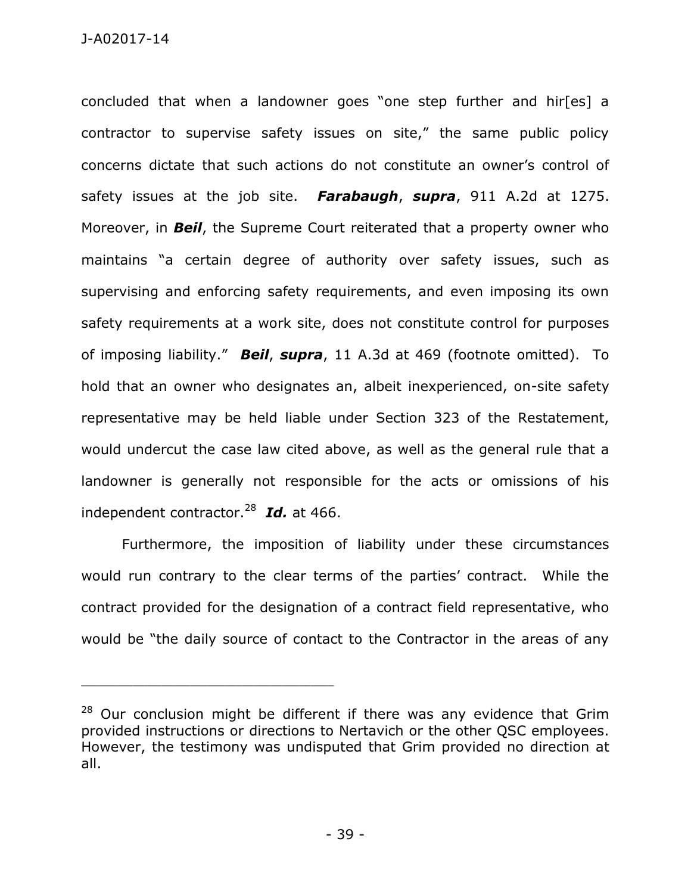concluded that when a landowner goes "one step further and hir[es] a contractor to supervise safety issues on site," the same public policy concerns dictate that such actions do not constitute an owner's control of safety issues at the job site. ***Farabaugh***, ***supra***, 911 A.2d at 1275. Moreover, in ***Beil***, the Supreme Court reiterated that a property owner who maintains "a certain degree of authority over safety issues, such as supervising and enforcing safety requirements, and even imposing its own safety requirements at a work site, does not constitute control for purposes of imposing liability." ***Beil***, ***supra***, 11 A.3d at 469 (footnote omitted). To hold that an owner who designates an, albeit inexperienced, on-site safety representative may be held liable under Section 323 of the Restatement, would undercut the case law cited above, as well as the general rule that a landowner is generally not responsible for the acts or omissions of his independent contractor.[28] ***Id.*** at 466.

Furthermore, the imposition of liability under these circumstances would run contrary to the clear terms of the parties' contract. While the contract provided for the designation of a contract field representative, who would be "the daily source of contact to the Contractor in the areas of any

---

[28] Our conclusion might be different if there was any evidence that Grim provided instructions or directions to Nertavich or the other QSC employees. However, the testimony was undisputed that Grim provided no direction at all.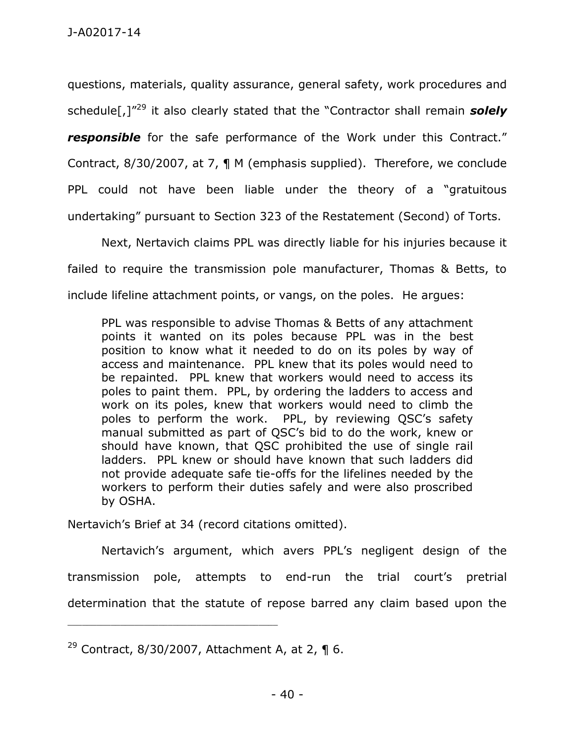questions, materials, quality assurance, general safety, work procedures and schedule[,]"[29] it also clearly stated that the "Contractor shall remain ***solely responsible*** for the safe performance of the Work under this Contract." Contract, 8/30/2007, at 7, ¶ M (emphasis supplied). Therefore, we conclude PPL could not have been liable under the theory of a "gratuitous undertaking" pursuant to Section 323 of the Restatement (Second) of Torts.

Next, Nertavich claims PPL was directly liable for his injuries because it failed to require the transmission pole manufacturer, Thomas & Betts, to include lifeline attachment points, or vangs, on the poles. He argues:

> PPL was responsible to advise Thomas & Betts of any attachment points it wanted on its poles because PPL was in the best position to know what it needed to do on its poles by way of access and maintenance. PPL knew that its poles would need to be repainted. PPL knew that workers would need to access its poles to paint them. PPL, by ordering the ladders to access and work on its poles, knew that workers would need to climb the poles to perform the work. PPL, by reviewing QSC's safety manual submitted as part of QSC's bid to do the work, knew or should have known, that QSC prohibited the use of single rail ladders. PPL knew or should have known that such ladders did not provide adequate safe tie-offs for the lifelines needed by the workers to perform their duties safely and were also proscribed by OSHA.

Nertavich's Brief at 34 (record citations omitted).

Nertavich's argument, which avers PPL's negligent design of the transmission pole, attempts to end-run the trial court's pretrial determination that the statute of repose barred any claim based upon the

---

[29] Contract, 8/30/2007, Attachment A, at 2, ¶ 6.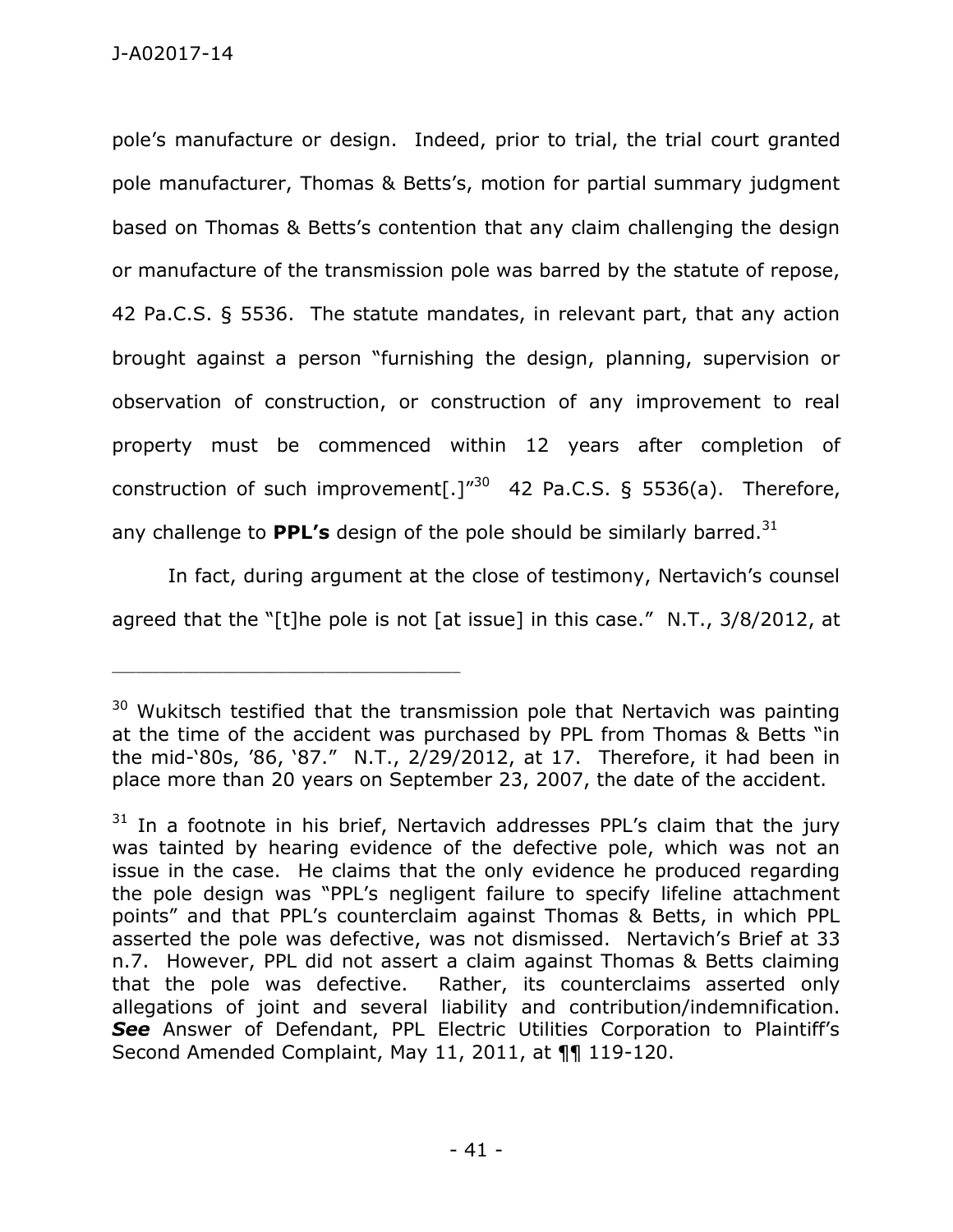pole's manufacture or design. Indeed, prior to trial, the trial court granted pole manufacturer, Thomas & Betts's, motion for partial summary judgment based on Thomas & Betts's contention that any claim challenging the design or manufacture of the transmission pole was barred by the statute of repose, 42 Pa.C.S. § 5536. The statute mandates, in relevant part, that any action brought against a person "furnishing the design, planning, supervision or observation of construction, or construction of any improvement to real property must be commenced within 12 years after completion of construction of such improvement[.]"[30] 42 Pa.C.S. § 5536(a). Therefore, any challenge to **PPL's** design of the pole should be similarly barred.[31]

In fact, during argument at the close of testimony, Nertavich's counsel agreed that the "[t]he pole is not [at issue] in this case." N.T., 3/8/2012, at

---

[30] Wukitsch testified that the transmission pole that Nertavich was painting at the time of the accident was purchased by PPL from Thomas & Betts "in the mid-'80s, '86, '87." N.T., 2/29/2012, at 17. Therefore, it had been in place more than 20 years on September 23, 2007, the date of the accident.

[31] In a footnote in his brief, Nertavich addresses PPL's claim that the jury was tainted by hearing evidence of the defective pole, which was not an issue in the case. He claims that the only evidence he produced regarding the pole design was "PPL's negligent failure to specify lifeline attachment points" and that PPL's counterclaim against Thomas & Betts, in which PPL asserted the pole was defective, was not dismissed. Nertavich's Brief at 33 n.7. However, PPL did not assert a claim against Thomas & Betts claiming that the pole was defective. Rather, its counterclaims asserted only allegations of joint and several liability and contribution/indemnification. ***See*** Answer of Defendant, PPL Electric Utilities Corporation to Plaintiff's Second Amended Complaint, May 11, 2011, at ¶¶ 119-120.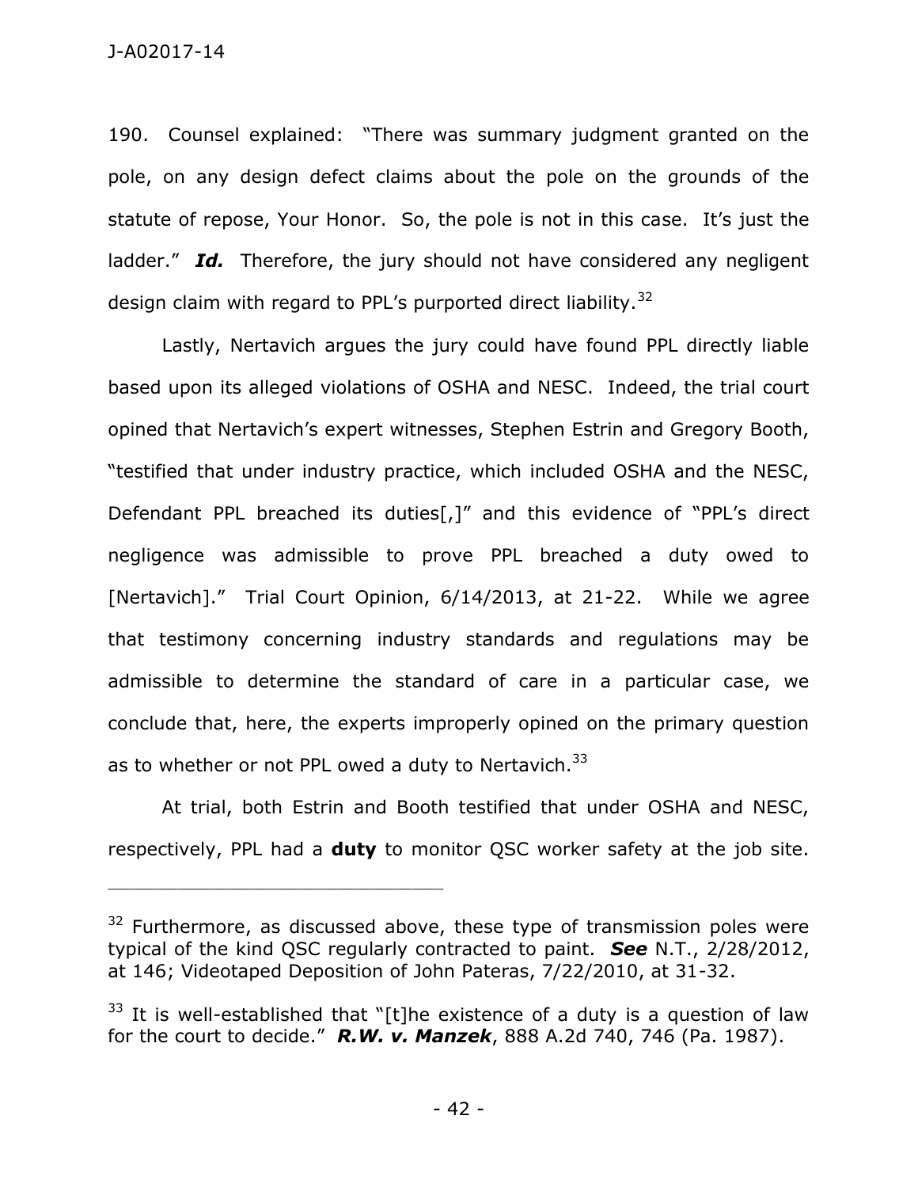190. Counsel explained: "There was summary judgment granted on the pole, on any design defect claims about the pole on the grounds of the statute of repose, Your Honor. So, the pole is not in this case. It's just the ladder." ***Id.*** Therefore, the jury should not have considered any negligent design claim with regard to PPL's purported direct liability.[32]

Lastly, Nertavich argues the jury could have found PPL directly liable based upon its alleged violations of OSHA and NESC. Indeed, the trial court opined that Nertavich's expert witnesses, Stephen Estrin and Gregory Booth, "testified that under industry practice, which included OSHA and the NESC, Defendant PPL breached its duties[,]" and this evidence of "PPL's direct negligence was admissible to prove PPL breached a duty owed to [Nertavich]." Trial Court Opinion, 6/14/2013, at 21-22. While we agree that testimony concerning industry standards and regulations may be admissible to determine the standard of care in a particular case, we conclude that, here, the experts improperly opined on the primary question as to whether or not PPL owed a duty to Nertavich.[33]

At trial, both Estrin and Booth testified that under OSHA and NESC, respectively, PPL had a **duty** to monitor QSC worker safety at the job site.

---

[32] Furthermore, as discussed above, these type of transmission poles were typical of the kind QSC regularly contracted to paint. ***See*** N.T., 2/28/2012, at 146; Videotaped Deposition of John Pateras, 7/22/2010, at 31-32.

[33] It is well-established that "[t]he existence of a duty is a question of law for the court to decide." ***R.W. v. Manzek***, 888 A.2d 740, 746 (Pa. 1987).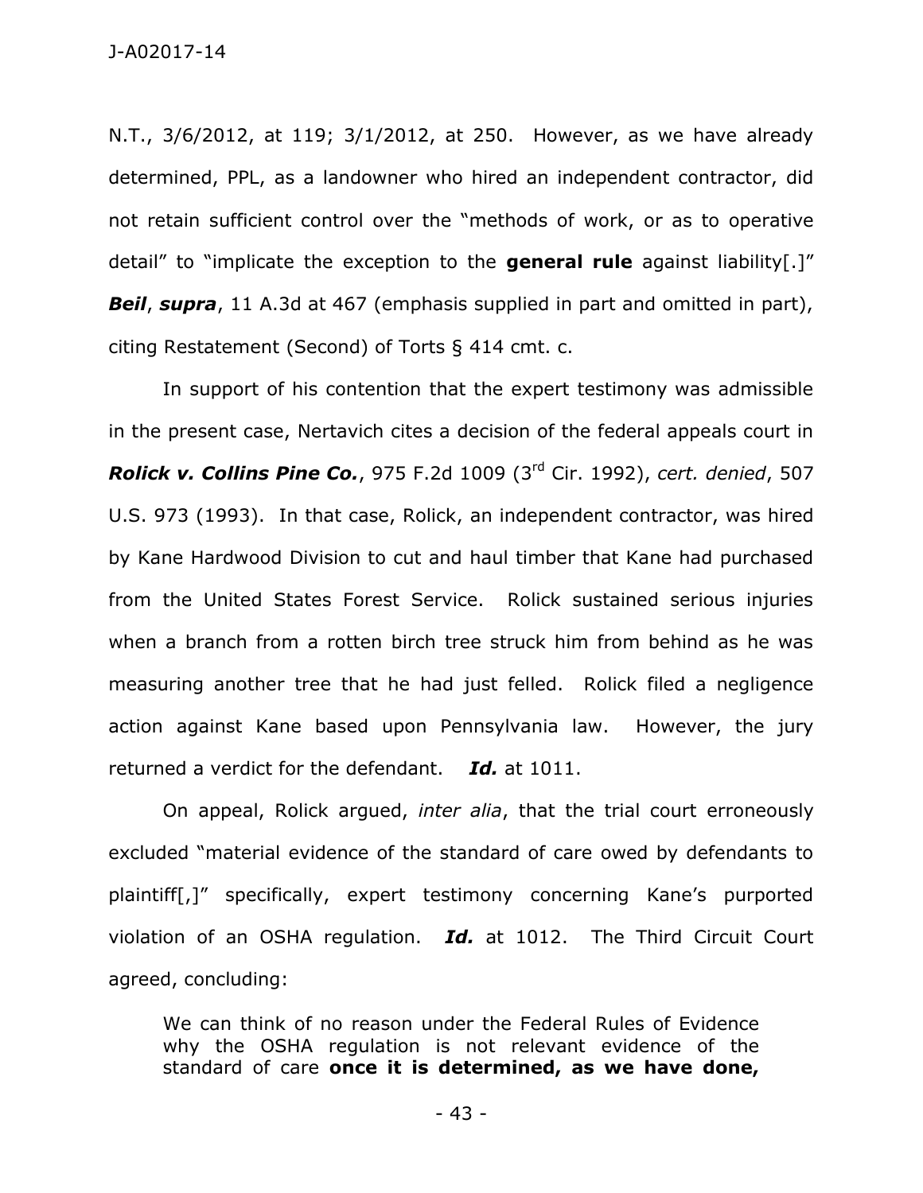N.T., 3/6/2012, at 119; 3/1/2012, at 250. However, as we have already determined, PPL, as a landowner who hired an independent contractor, did not retain sufficient control over the "methods of work, or as to operative detail" to "implicate the exception to the **general rule** against liability[.]" ***Beil***, ***supra***, 11 A.3d at 467 (emphasis supplied in part and omitted in part), citing Restatement (Second) of Torts § 414 cmt. c.

In support of his contention that the expert testimony was admissible in the present case, Nertavich cites a decision of the federal appeals court in ***Rolick v. Collins Pine Co.***, 975 F.2d 1009 (3rd Cir. 1992), *cert. denied*, 507 U.S. 973 (1993). In that case, Rolick, an independent contractor, was hired by Kane Hardwood Division to cut and haul timber that Kane had purchased from the United States Forest Service. Rolick sustained serious injuries when a branch from a rotten birch tree struck him from behind as he was measuring another tree that he had just felled. Rolick filed a negligence action against Kane based upon Pennsylvania law. However, the jury returned a verdict for the defendant. ***Id.*** at 1011.

On appeal, Rolick argued, *inter alia*, that the trial court erroneously excluded "material evidence of the standard of care owed by defendants to plaintiff[,]" specifically, expert testimony concerning Kane's purported violation of an OSHA regulation. ***Id.*** at 1012. The Third Circuit Court agreed, concluding:

> We can think of no reason under the Federal Rules of Evidence why the OSHA regulation is not relevant evidence of the standard of care **once it is determined, as we have done,**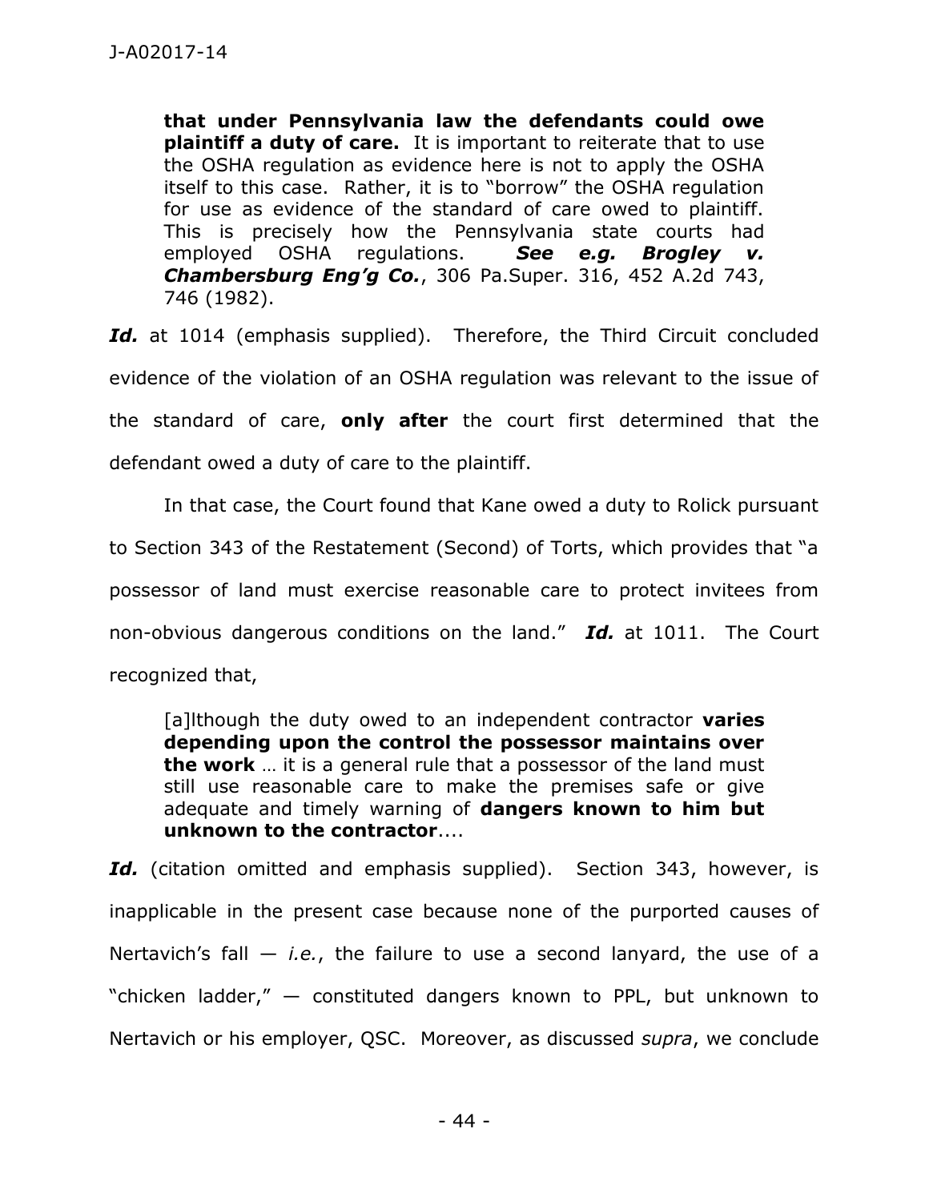> **that under Pennsylvania law the defendants could owe plaintiff a duty of care.** It is important to reiterate that to use the OSHA regulation as evidence here is not to apply the OSHA itself to this case. Rather, it is to "borrow" the OSHA regulation for use as evidence of the standard of care owed to plaintiff. This is precisely how the Pennsylvania state courts had employed OSHA regulations. ***See e.g. Brogley v. Chambersburg Eng'g Co.***, 306 Pa.Super. 316, 452 A.2d 743, 746 (1982).

***Id.*** at 1014 (emphasis supplied). Therefore, the Third Circuit concluded evidence of the violation of an OSHA regulation was relevant to the issue of the standard of care, **only after** the court first determined that the defendant owed a duty of care to the plaintiff.

In that case, the Court found that Kane owed a duty to Rolick pursuant to Section 343 of the Restatement (Second) of Torts, which provides that "a possessor of land must exercise reasonable care to protect invitees from non-obvious dangerous conditions on the land." ***Id.*** at 1011. The Court recognized that,

> [a]lthough the duty owed to an independent contractor **varies depending upon the control the possessor maintains over the work** … it is a general rule that a possessor of the land must still use reasonable care to make the premises safe or give adequate and timely warning of **dangers known to him but unknown to the contractor**....

***Id.*** (citation omitted and emphasis supplied). Section 343, however, is inapplicable in the present case because none of the purported causes of Nertavich's fall — *i.e.*, the failure to use a second lanyard, the use of a "chicken ladder," — constituted dangers known to PPL, but unknown to Nertavich or his employer, QSC. Moreover, as discussed *supra*, we conclude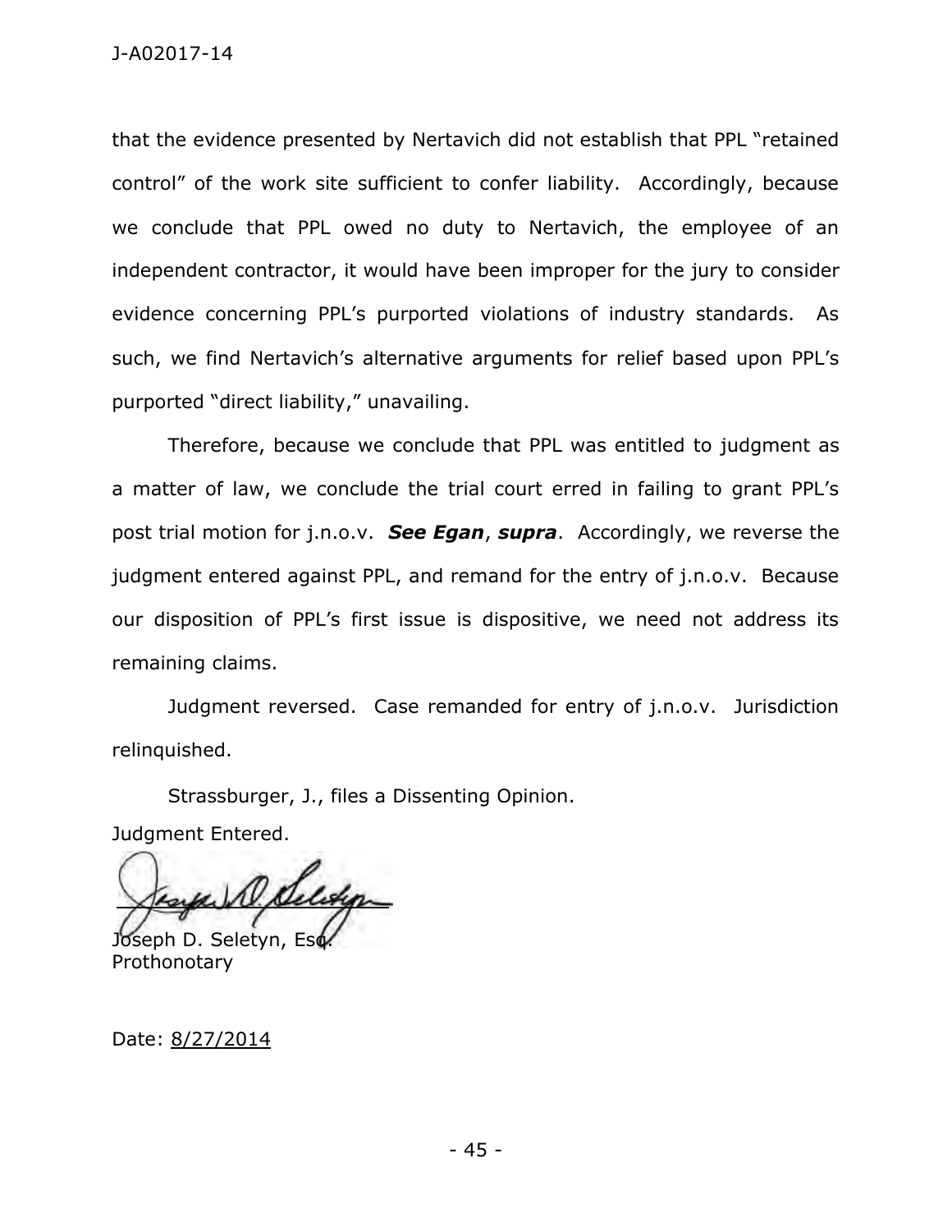that the evidence presented by Nertavich did not establish that PPL "retained control" of the work site sufficient to confer liability. Accordingly, because we conclude that PPL owed no duty to Nertavich, the employee of an independent contractor, it would have been improper for the jury to consider evidence concerning PPL's purported violations of industry standards. As such, we find Nertavich's alternative arguments for relief based upon PPL's purported "direct liability," unavailing.

Therefore, because we conclude that PPL was entitled to judgment as a matter of law, we conclude the trial court erred in failing to grant PPL's post trial motion for j.n.o.v. ***See Egan***, ***supra***. Accordingly, we reverse the judgment entered against PPL, and remand for the entry of j.n.o.v. Because our disposition of PPL's first issue is dispositive, we need not address its remaining claims.

Judgment reversed. Case remanded for entry of j.n.o.v. Jurisdiction relinquished.

Strassburger, J., files a Dissenting Opinion.

Judgment Entered.

Joseph D. Seletyn, Esq.
Prothonotary

Date: 8/27/2014